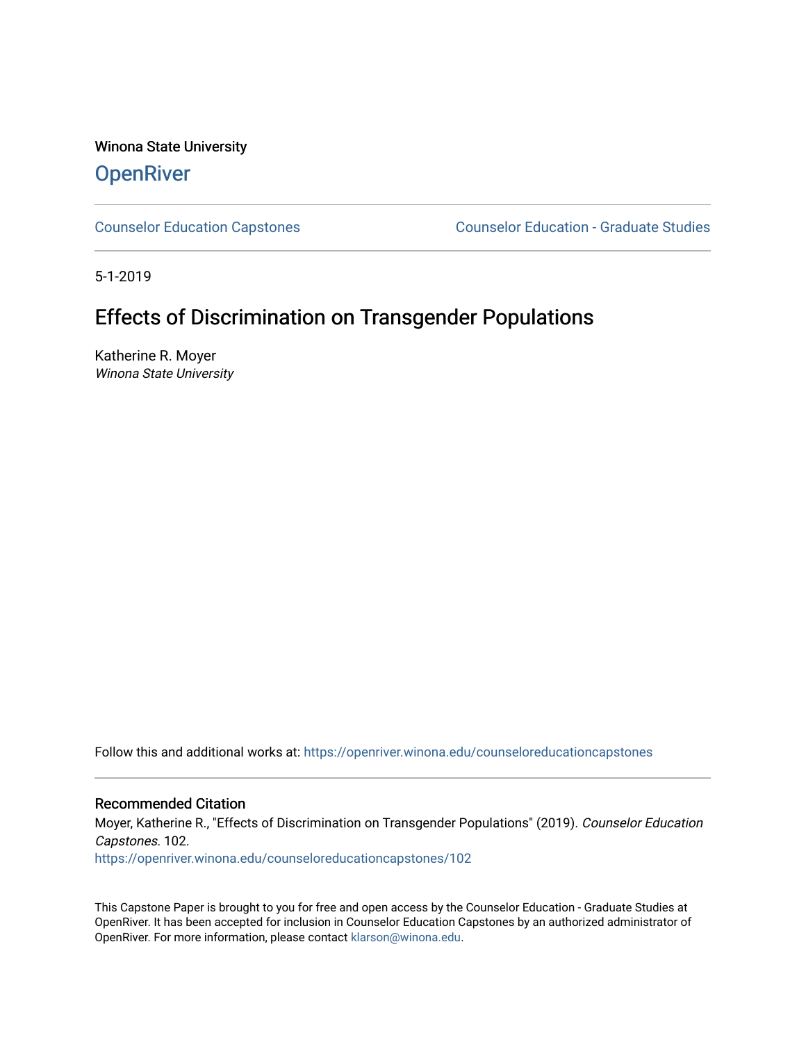Winona State University

# OpenRiver

Counselor Education Capstones | Counselor Education - Graduate Studies

5-1-2019

## Effects of Discrimination on Transgender Populations

Katherine R. Moyer
*Winona State University*

Follow this and additional works at: https://openriver.winona.edu/counseloreducationcapstones

### Recommended Citation

Moyer, Katherine R., "Effects of Discrimination on Transgender Populations" (2019). *Counselor Education Capstones*. 102.
https://openriver.winona.edu/counseloreducationcapstones/102

This Capstone Paper is brought to you for free and open access by the Counselor Education - Graduate Studies at OpenRiver. It has been accepted for inclusion in Counselor Education Capstones by an authorized administrator of OpenRiver. For more information, please contact klarson@winona.edu.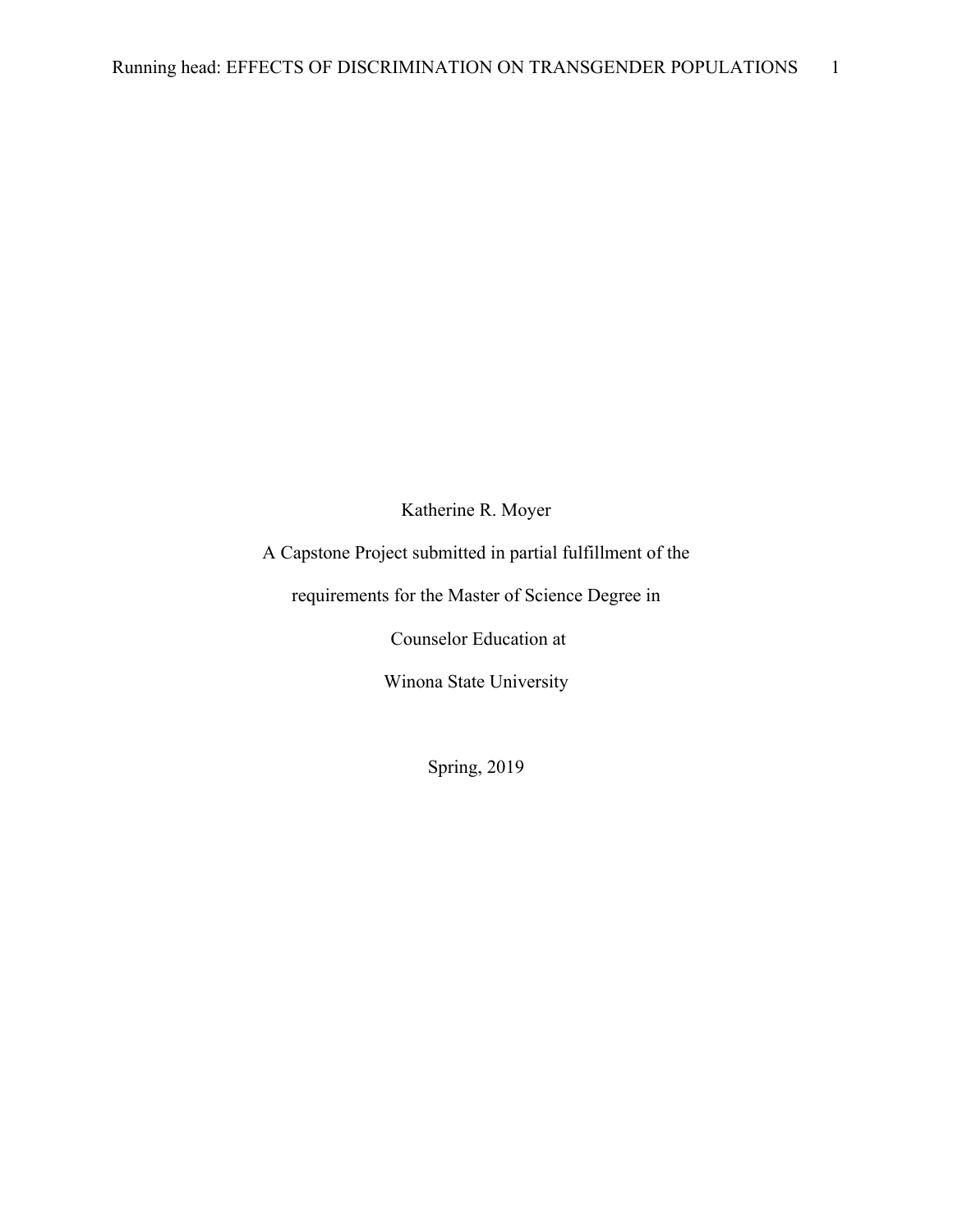Katherine R. Moyer

A Capstone Project submitted in partial fulfillment of the

requirements for the Master of Science Degree in

Counselor Education at

Winona State University

Spring, 2019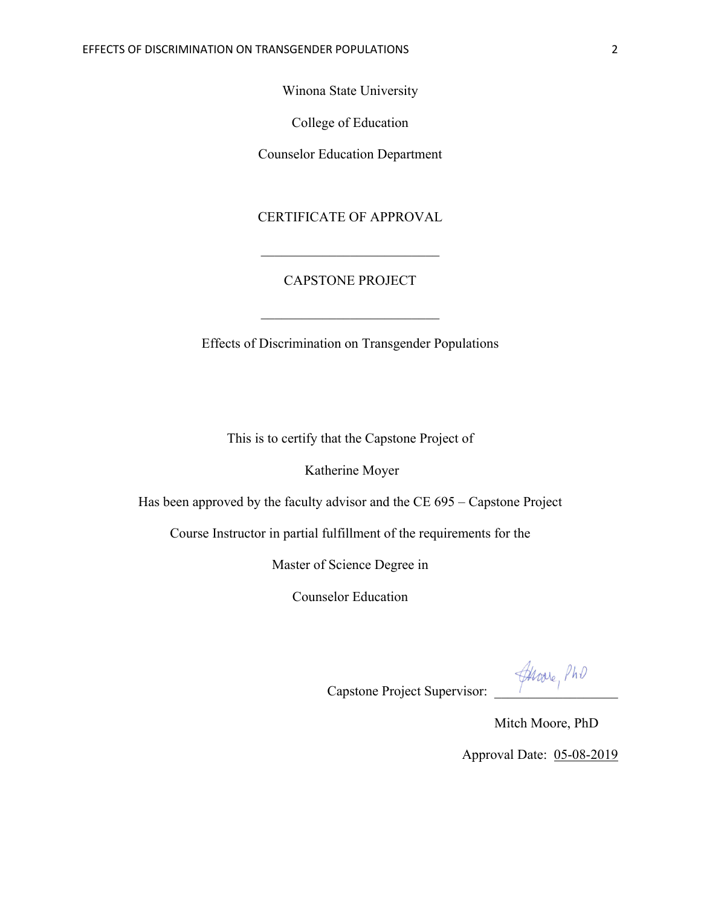Winona State University

College of Education

Counselor Education Department

CERTIFICATE OF APPROVAL

\_\_\_\_\_\_\_\_\_\_\_\_\_\_\_\_\_\_\_\_\_\_\_\_\_\_

CAPSTONE PROJECT

\_\_\_\_\_\_\_\_\_\_\_\_\_\_\_\_\_\_\_\_\_\_\_\_\_\_

Effects of Discrimination on Transgender Populations

This is to certify that the Capstone Project of

Katherine Moyer

Has been approved by the faculty advisor and the CE 695 – Capstone Project

Course Instructor in partial fulfillment of the requirements for the

Master of Science Degree in

Counselor Education

Capstone Project Supervisor: Moore, PhD

Mitch Moore, PhD

Approval Date: 05-08-2019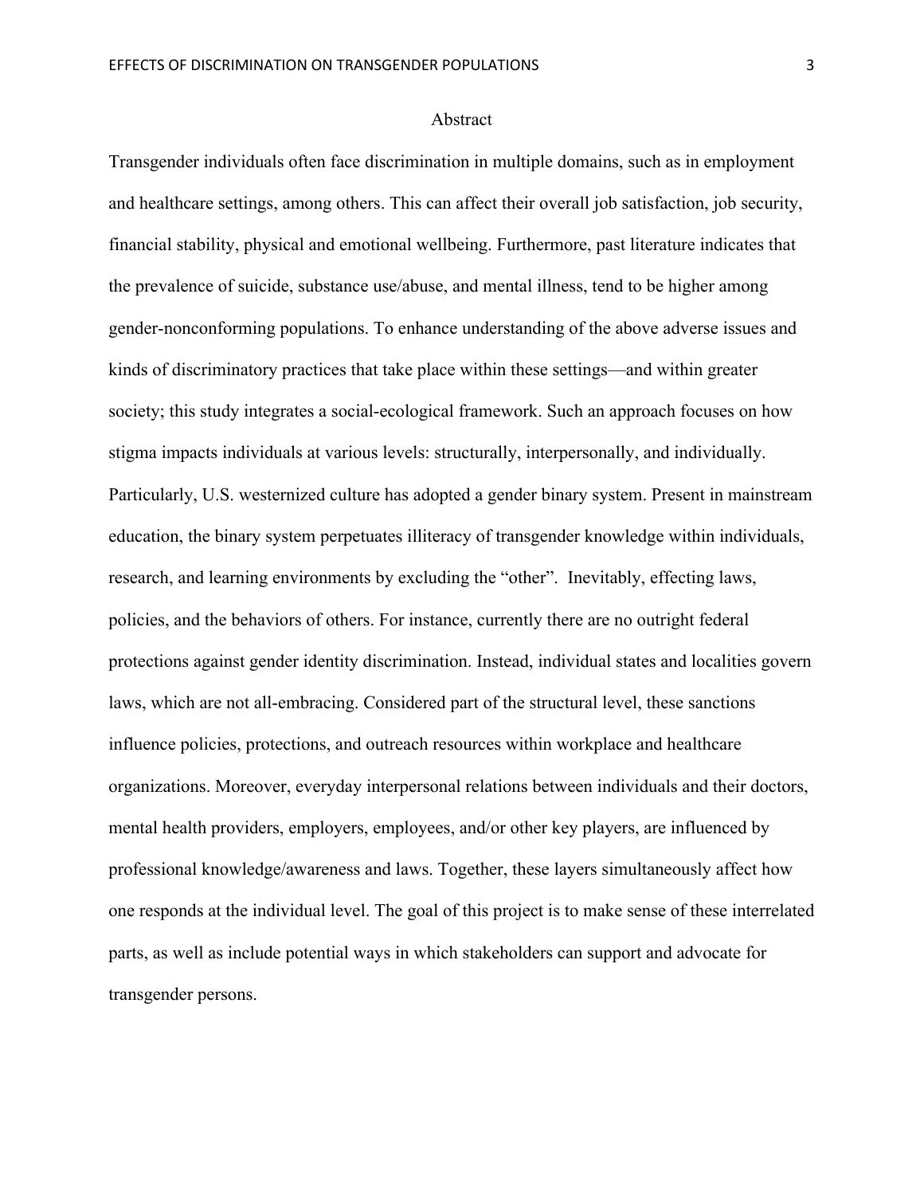# Abstract

Transgender individuals often face discrimination in multiple domains, such as in employment and healthcare settings, among others. This can affect their overall job satisfaction, job security, financial stability, physical and emotional wellbeing. Furthermore, past literature indicates that the prevalence of suicide, substance use/abuse, and mental illness, tend to be higher among gender-nonconforming populations. To enhance understanding of the above adverse issues and kinds of discriminatory practices that take place within these settings—and within greater society; this study integrates a social-ecological framework. Such an approach focuses on how stigma impacts individuals at various levels: structurally, interpersonally, and individually. Particularly, U.S. westernized culture has adopted a gender binary system. Present in mainstream education, the binary system perpetuates illiteracy of transgender knowledge within individuals, research, and learning environments by excluding the "other". Inevitably, effecting laws, policies, and the behaviors of others. For instance, currently there are no outright federal protections against gender identity discrimination. Instead, individual states and localities govern laws, which are not all-embracing. Considered part of the structural level, these sanctions influence policies, protections, and outreach resources within workplace and healthcare organizations. Moreover, everyday interpersonal relations between individuals and their doctors, mental health providers, employers, employees, and/or other key players, are influenced by professional knowledge/awareness and laws. Together, these layers simultaneously affect how one responds at the individual level. The goal of this project is to make sense of these interrelated parts, as well as include potential ways in which stakeholders can support and advocate for transgender persons.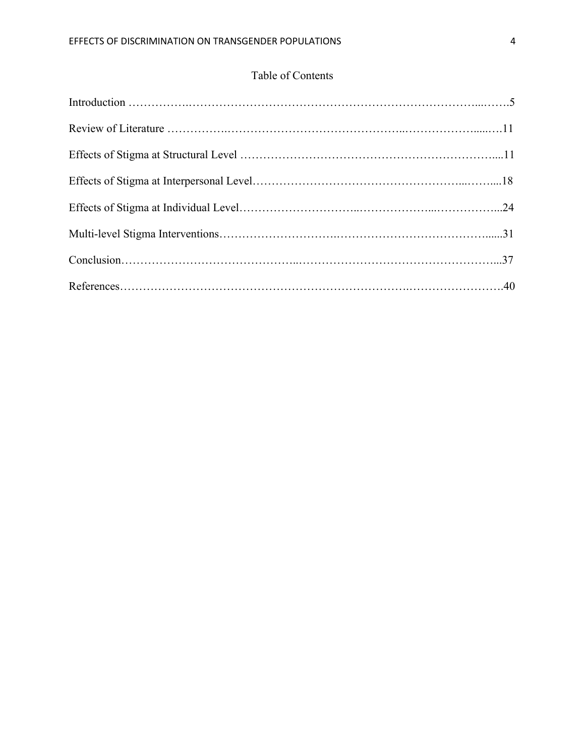## Table of Contents

Introduction ……………………………………………………………………………………….5

Review of Literature ……………………………………………………………………………….11

Effects of Stigma at Structural Level ………………………………………………………….....11

Effects of Stigma at Interpersonal Level………………………………………………………….18

Effects of Stigma at Individual Level……………………………………………………………...24

Multi-level Stigma Interventions…………………………………………………………………...31

Conclusion…………………………………………………………………………………………...37

References…………………………………………………………………………………………….40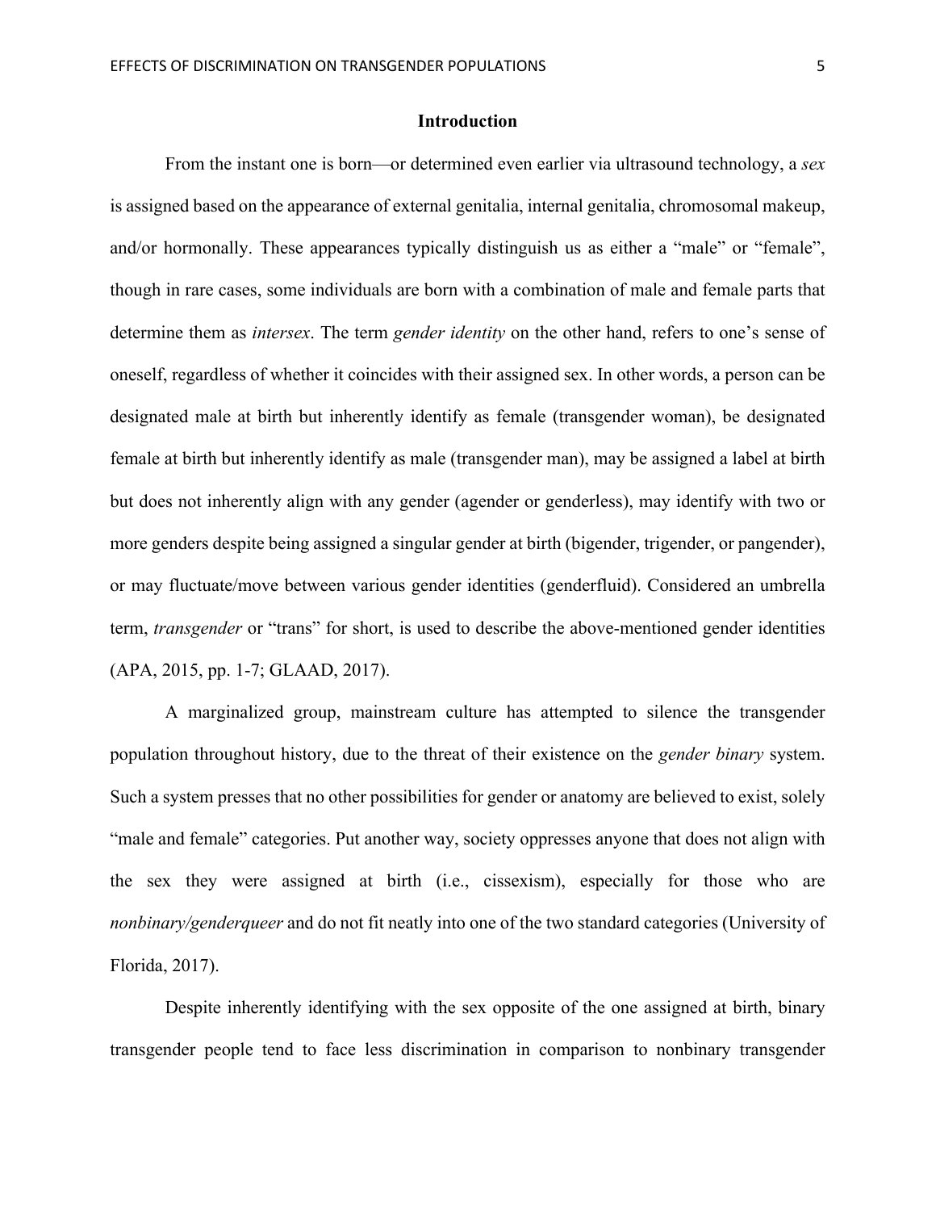## Introduction

From the instant one is born—or determined even earlier via ultrasound technology, a *sex* is assigned based on the appearance of external genitalia, internal genitalia, chromosomal makeup, and/or hormonally. These appearances typically distinguish us as either a "male" or "female", though in rare cases, some individuals are born with a combination of male and female parts that determine them as *intersex*. The term *gender identity* on the other hand, refers to one's sense of oneself, regardless of whether it coincides with their assigned sex. In other words, a person can be designated male at birth but inherently identify as female (transgender woman), be designated female at birth but inherently identify as male (transgender man), may be assigned a label at birth but does not inherently align with any gender (agender or genderless), may identify with two or more genders despite being assigned a singular gender at birth (bigender, trigender, or pangender), or may fluctuate/move between various gender identities (genderfluid). Considered an umbrella term, *transgender* or "trans" for short, is used to describe the above-mentioned gender identities (APA, 2015, pp. 1-7; GLAAD, 2017).

A marginalized group, mainstream culture has attempted to silence the transgender population throughout history, due to the threat of their existence on the *gender binary* system. Such a system presses that no other possibilities for gender or anatomy are believed to exist, solely "male and female" categories. Put another way, society oppresses anyone that does not align with the sex they were assigned at birth (i.e., cissexism), especially for those who are *nonbinary/genderqueer* and do not fit neatly into one of the two standard categories (University of Florida, 2017).

Despite inherently identifying with the sex opposite of the one assigned at birth, binary transgender people tend to face less discrimination in comparison to nonbinary transgender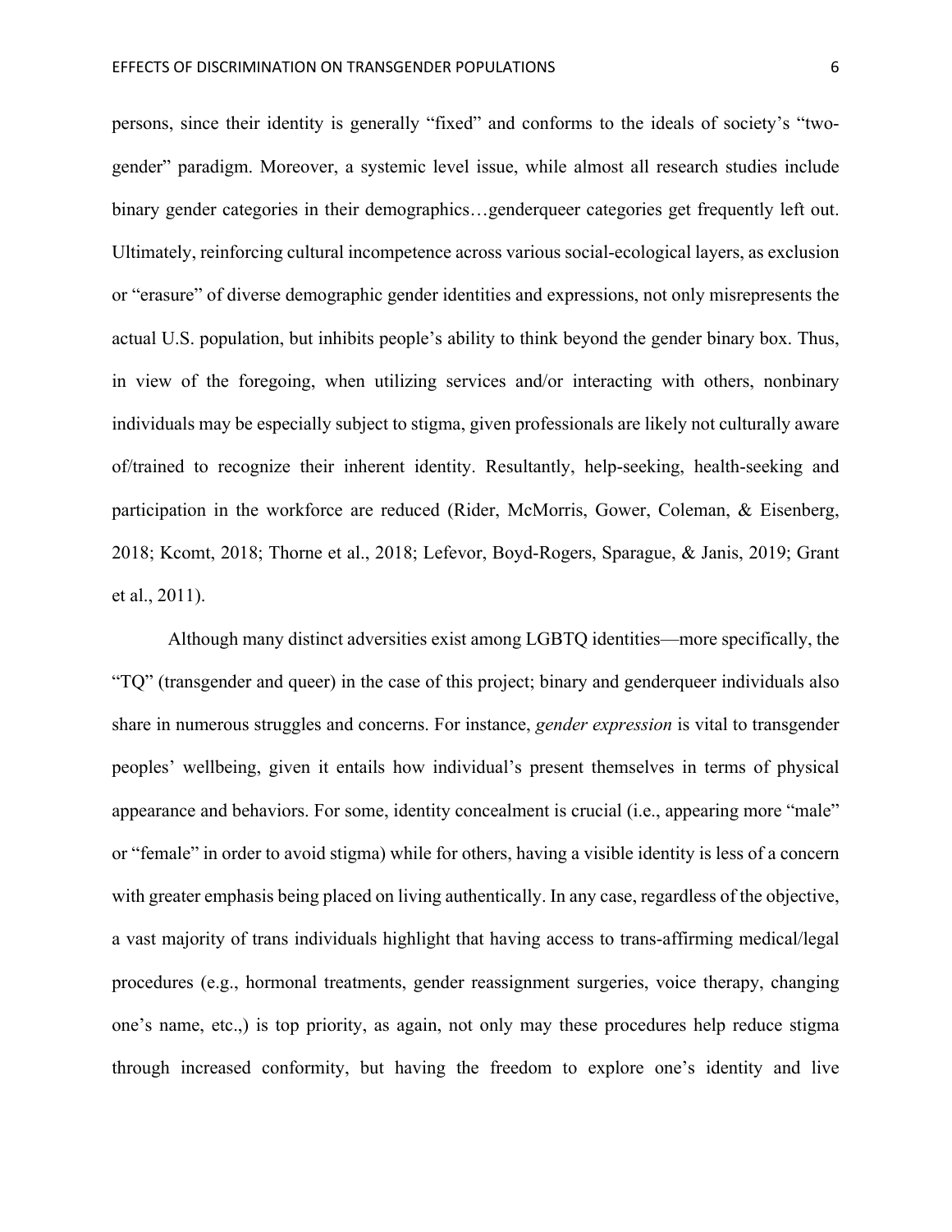persons, since their identity is generally "fixed" and conforms to the ideals of society's "two-gender" paradigm. Moreover, a systemic level issue, while almost all research studies include binary gender categories in their demographics…genderqueer categories get frequently left out. Ultimately, reinforcing cultural incompetence across various social-ecological layers, as exclusion or "erasure" of diverse demographic gender identities and expressions, not only misrepresents the actual U.S. population, but inhibits people's ability to think beyond the gender binary box. Thus, in view of the foregoing, when utilizing services and/or interacting with others, nonbinary individuals may be especially subject to stigma, given professionals are likely not culturally aware of/trained to recognize their inherent identity. Resultantly, help-seeking, health-seeking and participation in the workforce are reduced (Rider, McMorris, Gower, Coleman, & Eisenberg, 2018; Kcomt, 2018; Thorne et al., 2018; Lefevor, Boyd-Rogers, Sparague, & Janis, 2019; Grant et al., 2011).

Although many distinct adversities exist among LGBTQ identities—more specifically, the "TQ" (transgender and queer) in the case of this project; binary and genderqueer individuals also share in numerous struggles and concerns. For instance, *gender expression* is vital to transgender peoples' wellbeing, given it entails how individual's present themselves in terms of physical appearance and behaviors. For some, identity concealment is crucial (i.e., appearing more "male" or "female" in order to avoid stigma) while for others, having a visible identity is less of a concern with greater emphasis being placed on living authentically. In any case, regardless of the objective, a vast majority of trans individuals highlight that having access to trans-affirming medical/legal procedures (e.g., hormonal treatments, gender reassignment surgeries, voice therapy, changing one's name, etc.,) is top priority, as again, not only may these procedures help reduce stigma through increased conformity, but having the freedom to explore one's identity and live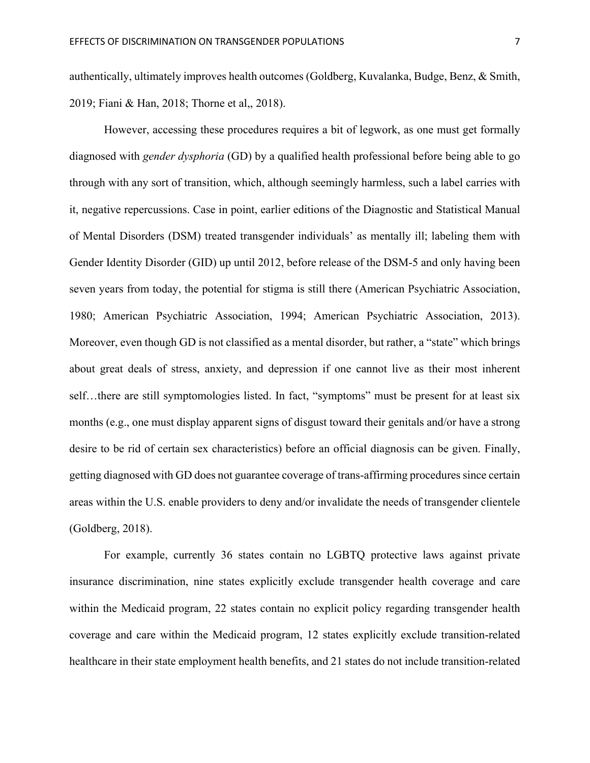authentically, ultimately improves health outcomes (Goldberg, Kuvalanka, Budge, Benz, & Smith, 2019; Fiani & Han, 2018; Thorne et al,, 2018).

However, accessing these procedures requires a bit of legwork, as one must get formally diagnosed with *gender dysphoria* (GD) by a qualified health professional before being able to go through with any sort of transition, which, although seemingly harmless, such a label carries with it, negative repercussions. Case in point, earlier editions of the Diagnostic and Statistical Manual of Mental Disorders (DSM) treated transgender individuals' as mentally ill; labeling them with Gender Identity Disorder (GID) up until 2012, before release of the DSM-5 and only having been seven years from today, the potential for stigma is still there (American Psychiatric Association, 1980; American Psychiatric Association, 1994; American Psychiatric Association, 2013). Moreover, even though GD is not classified as a mental disorder, but rather, a "state" which brings about great deals of stress, anxiety, and depression if one cannot live as their most inherent self…there are still symptomologies listed. In fact, "symptoms" must be present for at least six months (e.g., one must display apparent signs of disgust toward their genitals and/or have a strong desire to be rid of certain sex characteristics) before an official diagnosis can be given. Finally, getting diagnosed with GD does not guarantee coverage of trans-affirming procedures since certain areas within the U.S. enable providers to deny and/or invalidate the needs of transgender clientele (Goldberg, 2018).

For example, currently 36 states contain no LGBTQ protective laws against private insurance discrimination, nine states explicitly exclude transgender health coverage and care within the Medicaid program, 22 states contain no explicit policy regarding transgender health coverage and care within the Medicaid program, 12 states explicitly exclude transition-related healthcare in their state employment health benefits, and 21 states do not include transition-related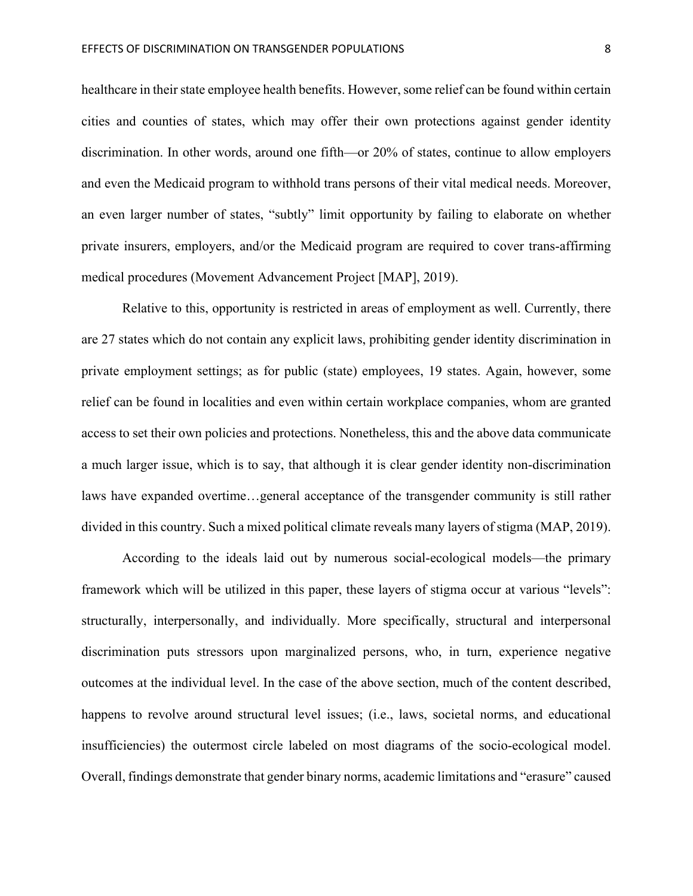healthcare in their state employee health benefits. However, some relief can be found within certain cities and counties of states, which may offer their own protections against gender identity discrimination. In other words, around one fifth—or 20% of states, continue to allow employers and even the Medicaid program to withhold trans persons of their vital medical needs. Moreover, an even larger number of states, "subtly" limit opportunity by failing to elaborate on whether private insurers, employers, and/or the Medicaid program are required to cover trans-affirming medical procedures (Movement Advancement Project [MAP], 2019).

Relative to this, opportunity is restricted in areas of employment as well. Currently, there are 27 states which do not contain any explicit laws, prohibiting gender identity discrimination in private employment settings; as for public (state) employees, 19 states. Again, however, some relief can be found in localities and even within certain workplace companies, whom are granted access to set their own policies and protections. Nonetheless, this and the above data communicate a much larger issue, which is to say, that although it is clear gender identity non-discrimination laws have expanded overtime…general acceptance of the transgender community is still rather divided in this country. Such a mixed political climate reveals many layers of stigma (MAP, 2019).

According to the ideals laid out by numerous social-ecological models—the primary framework which will be utilized in this paper, these layers of stigma occur at various "levels": structurally, interpersonally, and individually. More specifically, structural and interpersonal discrimination puts stressors upon marginalized persons, who, in turn, experience negative outcomes at the individual level. In the case of the above section, much of the content described, happens to revolve around structural level issues; (i.e., laws, societal norms, and educational insufficiencies) the outermost circle labeled on most diagrams of the socio-ecological model. Overall, findings demonstrate that gender binary norms, academic limitations and "erasure" caused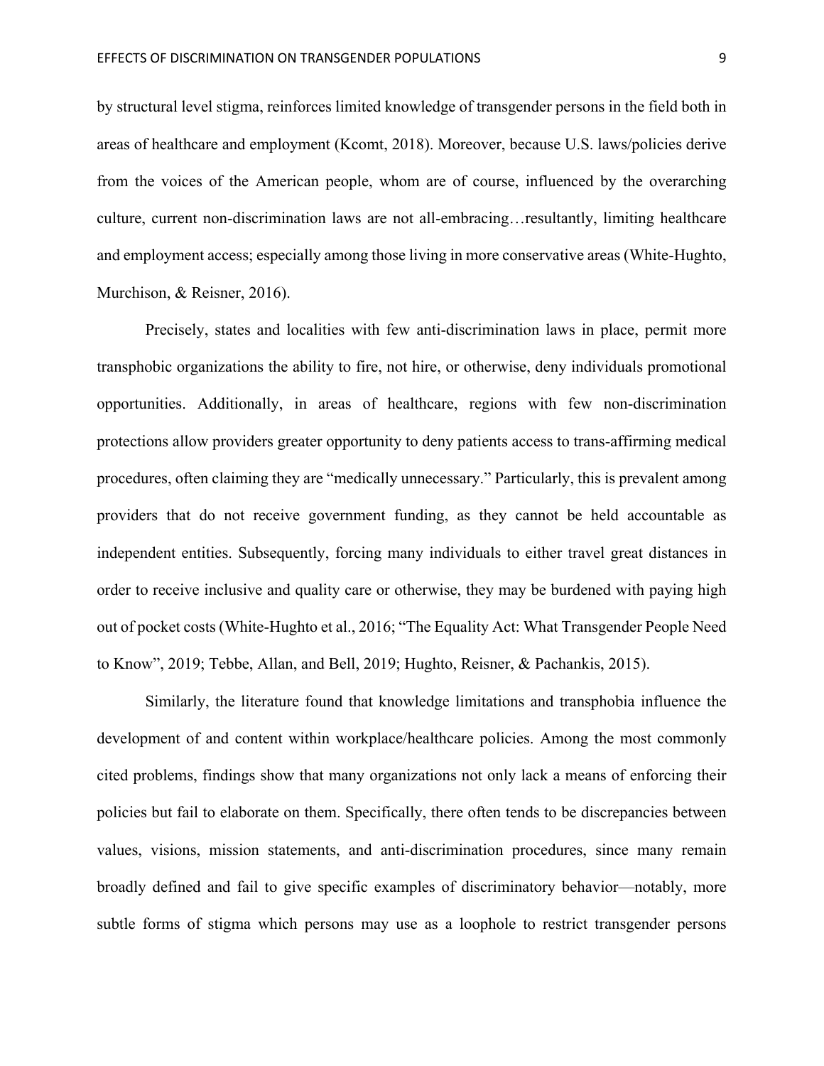by structural level stigma, reinforces limited knowledge of transgender persons in the field both in areas of healthcare and employment (Kcomt, 2018). Moreover, because U.S. laws/policies derive from the voices of the American people, whom are of course, influenced by the overarching culture, current non-discrimination laws are not all-embracing…resultantly, limiting healthcare and employment access; especially among those living in more conservative areas (White-Hughto, Murchison, & Reisner, 2016).

Precisely, states and localities with few anti-discrimination laws in place, permit more transphobic organizations the ability to fire, not hire, or otherwise, deny individuals promotional opportunities. Additionally, in areas of healthcare, regions with few non-discrimination protections allow providers greater opportunity to deny patients access to trans-affirming medical procedures, often claiming they are "medically unnecessary." Particularly, this is prevalent among providers that do not receive government funding, as they cannot be held accountable as independent entities. Subsequently, forcing many individuals to either travel great distances in order to receive inclusive and quality care or otherwise, they may be burdened with paying high out of pocket costs (White-Hughto et al., 2016; "The Equality Act: What Transgender People Need to Know", 2019; Tebbe, Allan, and Bell, 2019; Hughto, Reisner, & Pachankis, 2015).

Similarly, the literature found that knowledge limitations and transphobia influence the development of and content within workplace/healthcare policies. Among the most commonly cited problems, findings show that many organizations not only lack a means of enforcing their policies but fail to elaborate on them. Specifically, there often tends to be discrepancies between values, visions, mission statements, and anti-discrimination procedures, since many remain broadly defined and fail to give specific examples of discriminatory behavior—notably, more subtle forms of stigma which persons may use as a loophole to restrict transgender persons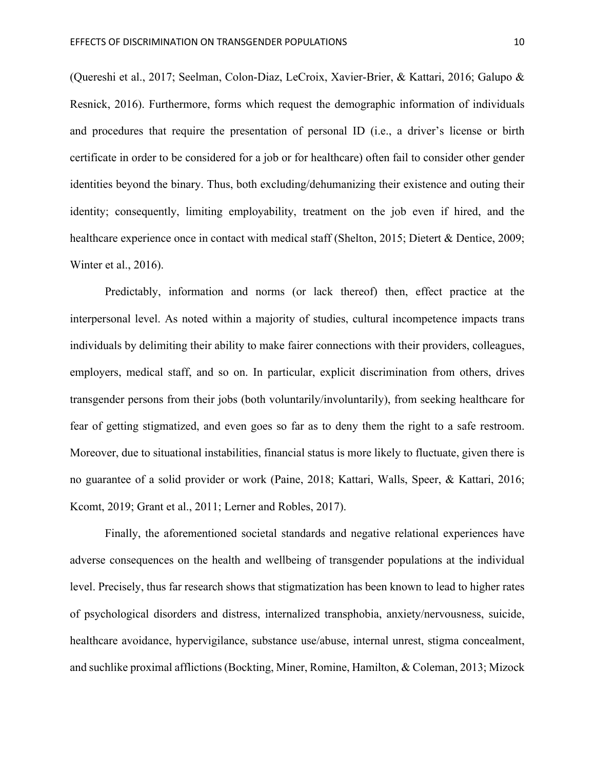(Quereshi et al., 2017; Seelman, Colon-Diaz, LeCroix, Xavier-Brier, & Kattari, 2016; Galupo & Resnick, 2016). Furthermore, forms which request the demographic information of individuals and procedures that require the presentation of personal ID (i.e., a driver's license or birth certificate in order to be considered for a job or for healthcare) often fail to consider other gender identities beyond the binary. Thus, both excluding/dehumanizing their existence and outing their identity; consequently, limiting employability, treatment on the job even if hired, and the healthcare experience once in contact with medical staff (Shelton, 2015; Dietert & Dentice, 2009; Winter et al., 2016).

Predictably, information and norms (or lack thereof) then, effect practice at the interpersonal level. As noted within a majority of studies, cultural incompetence impacts trans individuals by delimiting their ability to make fairer connections with their providers, colleagues, employers, medical staff, and so on. In particular, explicit discrimination from others, drives transgender persons from their jobs (both voluntarily/involuntarily), from seeking healthcare for fear of getting stigmatized, and even goes so far as to deny them the right to a safe restroom. Moreover, due to situational instabilities, financial status is more likely to fluctuate, given there is no guarantee of a solid provider or work (Paine, 2018; Kattari, Walls, Speer, & Kattari, 2016; Kcomt, 2019; Grant et al., 2011; Lerner and Robles, 2017).

Finally, the aforementioned societal standards and negative relational experiences have adverse consequences on the health and wellbeing of transgender populations at the individual level. Precisely, thus far research shows that stigmatization has been known to lead to higher rates of psychological disorders and distress, internalized transphobia, anxiety/nervousness, suicide, healthcare avoidance, hypervigilance, substance use/abuse, internal unrest, stigma concealment, and suchlike proximal afflictions (Bockting, Miner, Romine, Hamilton, & Coleman, 2013; Mizock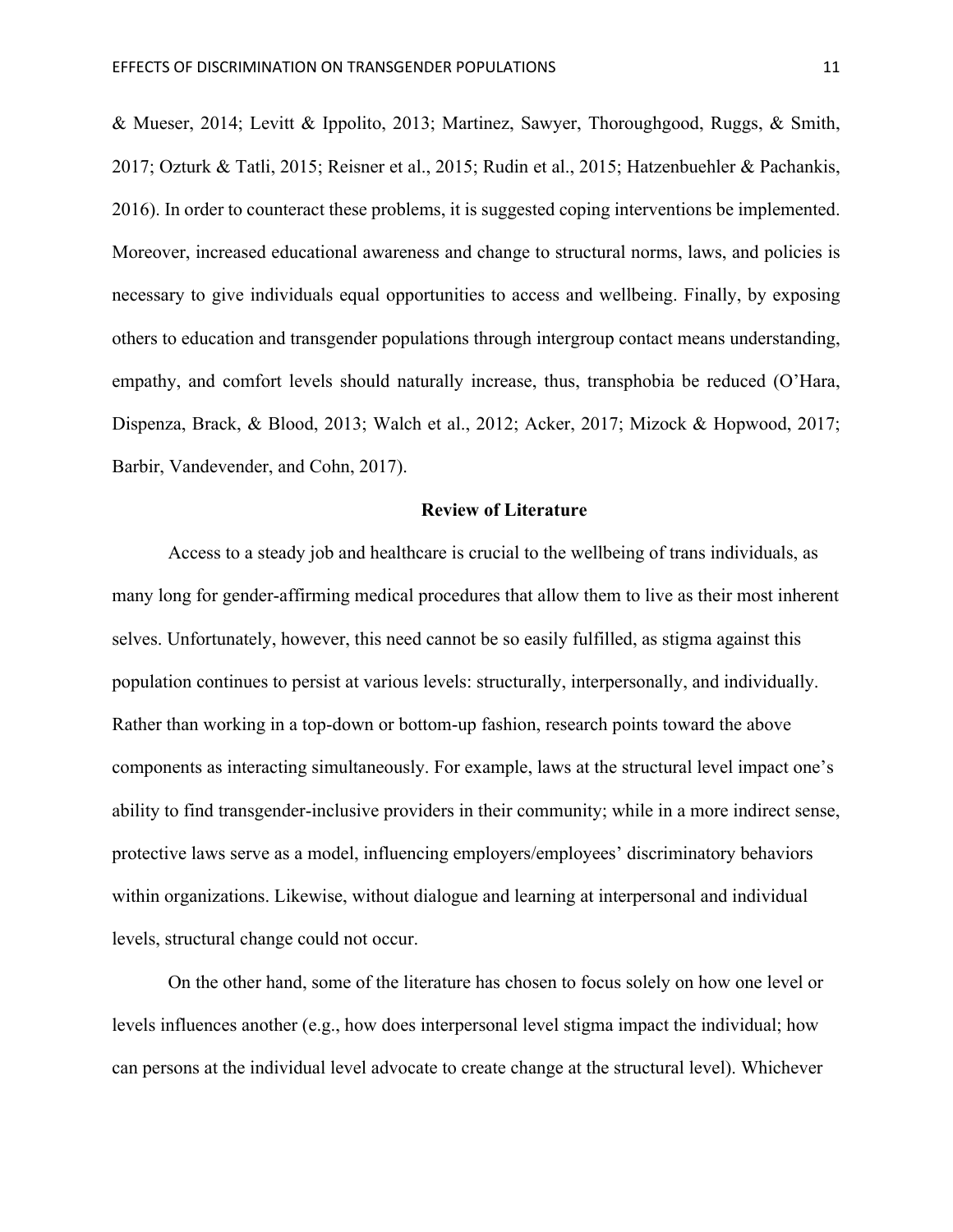& Mueser, 2014; Levitt & Ippolito, 2013; Martinez, Sawyer, Thoroughgood, Ruggs, & Smith, 2017; Ozturk & Tatli, 2015; Reisner et al., 2015; Rudin et al., 2015; Hatzenbuehler & Pachankis, 2016). In order to counteract these problems, it is suggested coping interventions be implemented. Moreover, increased educational awareness and change to structural norms, laws, and policies is necessary to give individuals equal opportunities to access and wellbeing. Finally, by exposing others to education and transgender populations through intergroup contact means understanding, empathy, and comfort levels should naturally increase, thus, transphobia be reduced (O'Hara, Dispenza, Brack, & Blood, 2013; Walch et al., 2012; Acker, 2017; Mizock & Hopwood, 2017; Barbir, Vandevender, and Cohn, 2017).

## Review of Literature

Access to a steady job and healthcare is crucial to the wellbeing of trans individuals, as many long for gender-affirming medical procedures that allow them to live as their most inherent selves. Unfortunately, however, this need cannot be so easily fulfilled, as stigma against this population continues to persist at various levels: structurally, interpersonally, and individually. Rather than working in a top-down or bottom-up fashion, research points toward the above components as interacting simultaneously. For example, laws at the structural level impact one's ability to find transgender-inclusive providers in their community; while in a more indirect sense, protective laws serve as a model, influencing employers/employees' discriminatory behaviors within organizations. Likewise, without dialogue and learning at interpersonal and individual levels, structural change could not occur.

On the other hand, some of the literature has chosen to focus solely on how one level or levels influences another (e.g., how does interpersonal level stigma impact the individual; how can persons at the individual level advocate to create change at the structural level). Whichever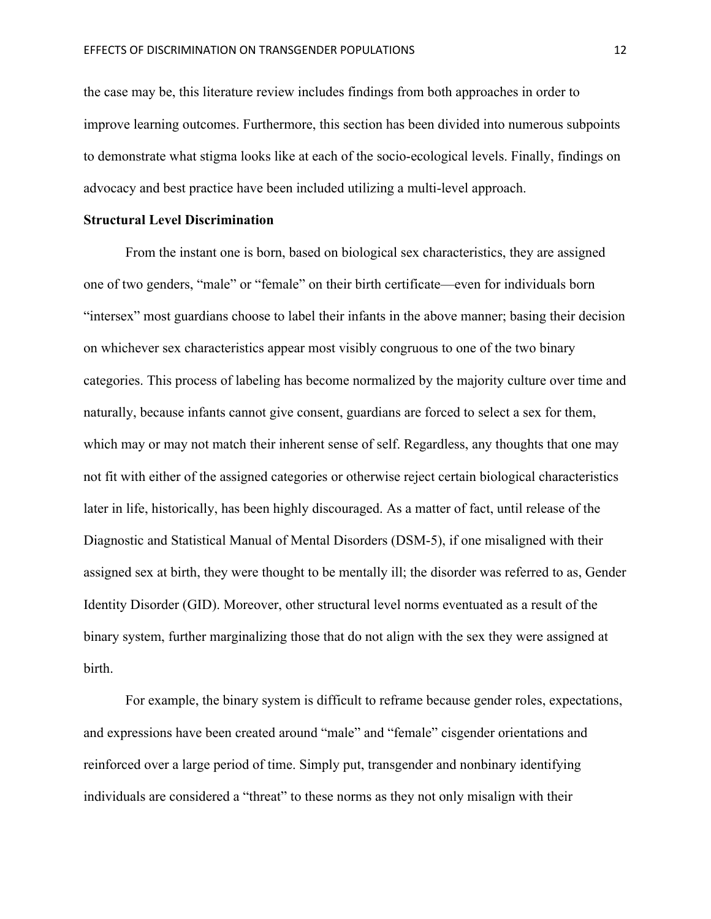the case may be, this literature review includes findings from both approaches in order to improve learning outcomes. Furthermore, this section has been divided into numerous subpoints to demonstrate what stigma looks like at each of the socio-ecological levels. Finally, findings on advocacy and best practice have been included utilizing a multi-level approach.

**Structural Level Discrimination**

From the instant one is born, based on biological sex characteristics, they are assigned one of two genders, "male" or "female" on their birth certificate—even for individuals born "intersex" most guardians choose to label their infants in the above manner; basing their decision on whichever sex characteristics appear most visibly congruous to one of the two binary categories. This process of labeling has become normalized by the majority culture over time and naturally, because infants cannot give consent, guardians are forced to select a sex for them, which may or may not match their inherent sense of self. Regardless, any thoughts that one may not fit with either of the assigned categories or otherwise reject certain biological characteristics later in life, historically, has been highly discouraged. As a matter of fact, until release of the Diagnostic and Statistical Manual of Mental Disorders (DSM-5), if one misaligned with their assigned sex at birth, they were thought to be mentally ill; the disorder was referred to as, Gender Identity Disorder (GID). Moreover, other structural level norms eventuated as a result of the binary system, further marginalizing those that do not align with the sex they were assigned at birth.

For example, the binary system is difficult to reframe because gender roles, expectations, and expressions have been created around "male" and "female" cisgender orientations and reinforced over a large period of time. Simply put, transgender and nonbinary identifying individuals are considered a "threat" to these norms as they not only misalign with their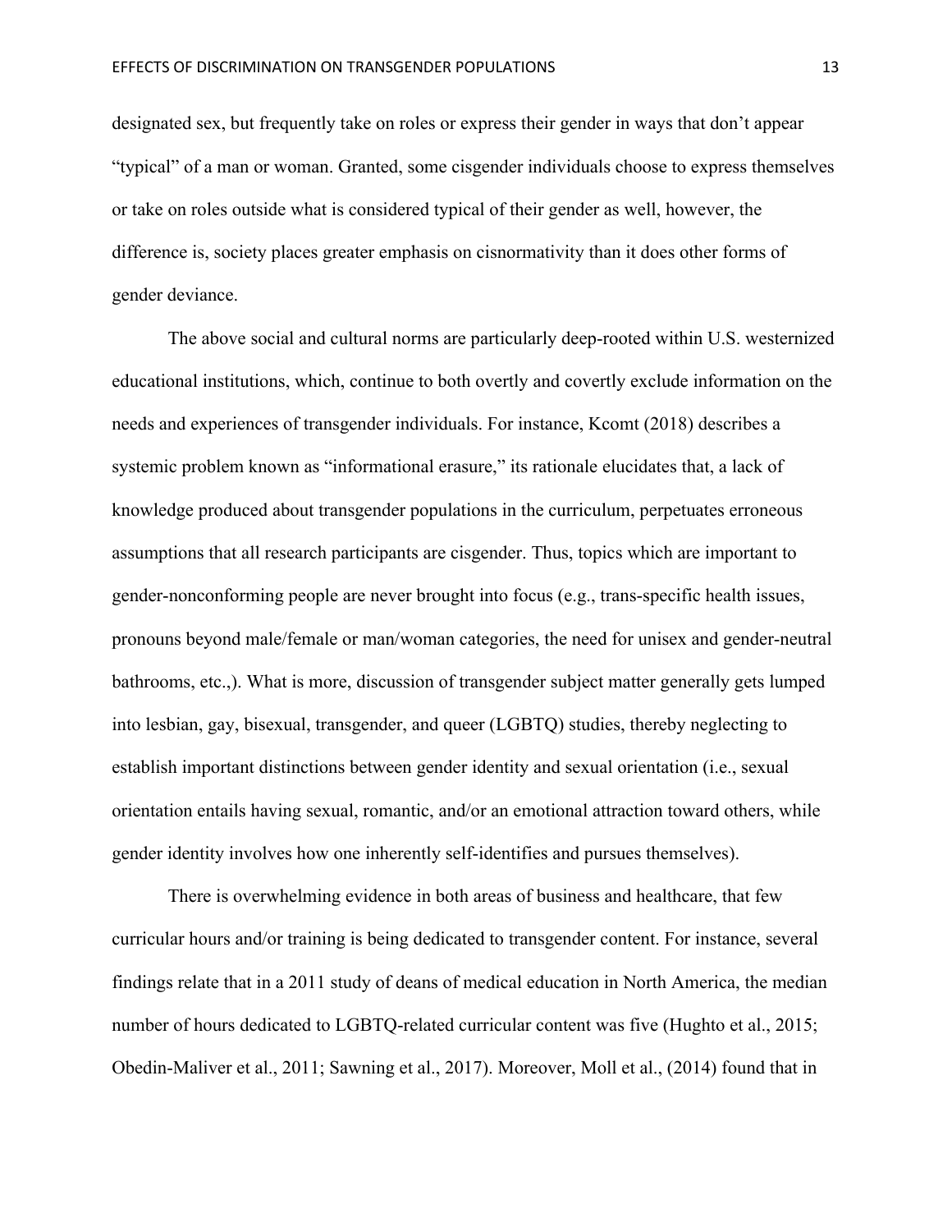designated sex, but frequently take on roles or express their gender in ways that don't appear "typical" of a man or woman. Granted, some cisgender individuals choose to express themselves or take on roles outside what is considered typical of their gender as well, however, the difference is, society places greater emphasis on cisnormativity than it does other forms of gender deviance.

The above social and cultural norms are particularly deep-rooted within U.S. westernized educational institutions, which, continue to both overtly and covertly exclude information on the needs and experiences of transgender individuals. For instance, Kcomt (2018) describes a systemic problem known as "informational erasure," its rationale elucidates that, a lack of knowledge produced about transgender populations in the curriculum, perpetuates erroneous assumptions that all research participants are cisgender. Thus, topics which are important to gender-nonconforming people are never brought into focus (e.g., trans-specific health issues, pronouns beyond male/female or man/woman categories, the need for unisex and gender-neutral bathrooms, etc.,). What is more, discussion of transgender subject matter generally gets lumped into lesbian, gay, bisexual, transgender, and queer (LGBTQ) studies, thereby neglecting to establish important distinctions between gender identity and sexual orientation (i.e., sexual orientation entails having sexual, romantic, and/or an emotional attraction toward others, while gender identity involves how one inherently self-identifies and pursues themselves).

There is overwhelming evidence in both areas of business and healthcare, that few curricular hours and/or training is being dedicated to transgender content. For instance, several findings relate that in a 2011 study of deans of medical education in North America, the median number of hours dedicated to LGBTQ-related curricular content was five (Hughto et al., 2015; Obedin-Maliver et al., 2011; Sawning et al., 2017). Moreover, Moll et al., (2014) found that in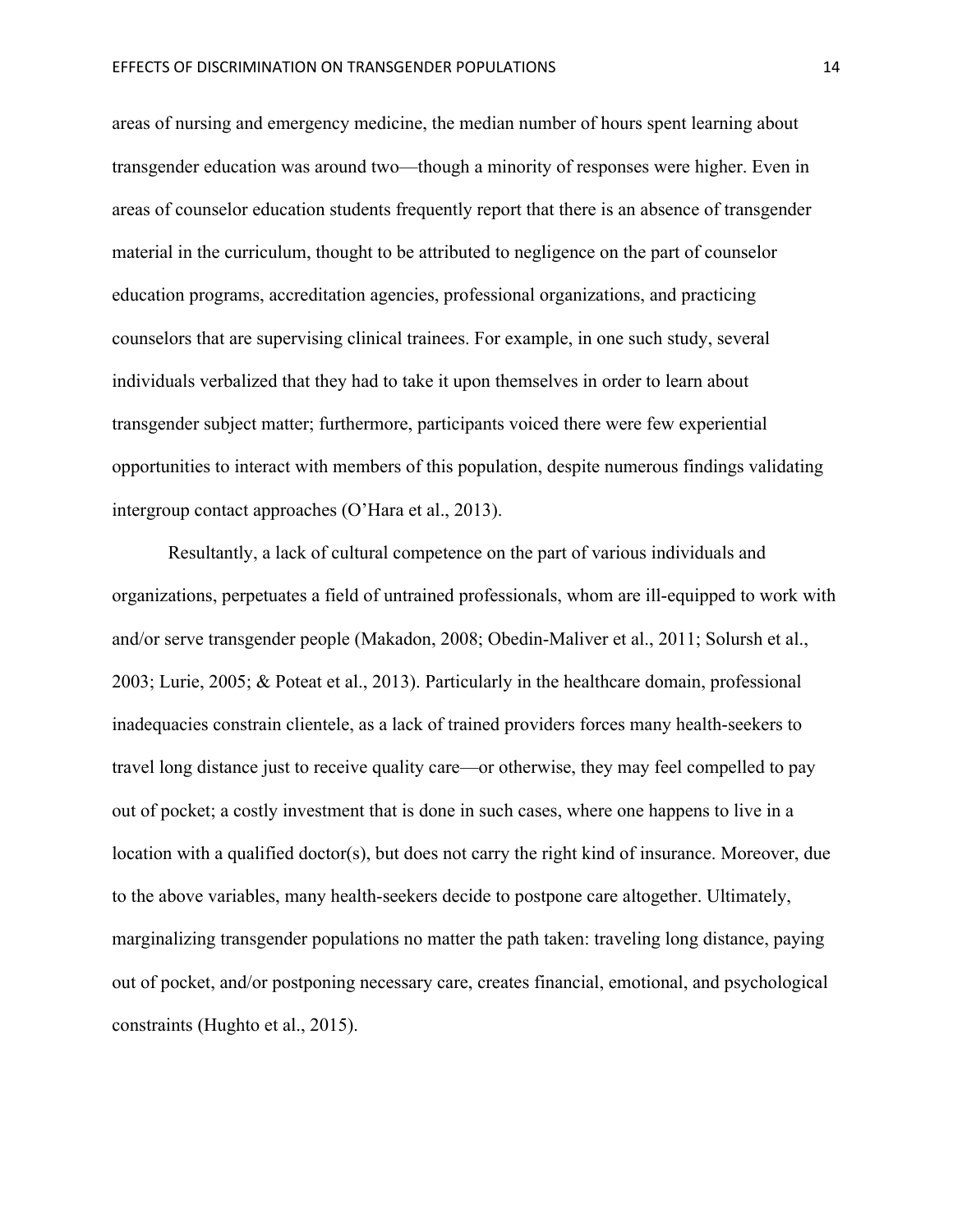areas of nursing and emergency medicine, the median number of hours spent learning about transgender education was around two—though a minority of responses were higher. Even in areas of counselor education students frequently report that there is an absence of transgender material in the curriculum, thought to be attributed to negligence on the part of counselor education programs, accreditation agencies, professional organizations, and practicing counselors that are supervising clinical trainees. For example, in one such study, several individuals verbalized that they had to take it upon themselves in order to learn about transgender subject matter; furthermore, participants voiced there were few experiential opportunities to interact with members of this population, despite numerous findings validating intergroup contact approaches (O'Hara et al., 2013).

Resultantly, a lack of cultural competence on the part of various individuals and organizations, perpetuates a field of untrained professionals, whom are ill-equipped to work with and/or serve transgender people (Makadon, 2008; Obedin-Maliver et al., 2011; Solursh et al., 2003; Lurie, 2005; & Poteat et al., 2013). Particularly in the healthcare domain, professional inadequacies constrain clientele, as a lack of trained providers forces many health-seekers to travel long distance just to receive quality care—or otherwise, they may feel compelled to pay out of pocket; a costly investment that is done in such cases, where one happens to live in a location with a qualified doctor(s), but does not carry the right kind of insurance. Moreover, due to the above variables, many health-seekers decide to postpone care altogether. Ultimately, marginalizing transgender populations no matter the path taken: traveling long distance, paying out of pocket, and/or postponing necessary care, creates financial, emotional, and psychological constraints (Hughto et al., 2015).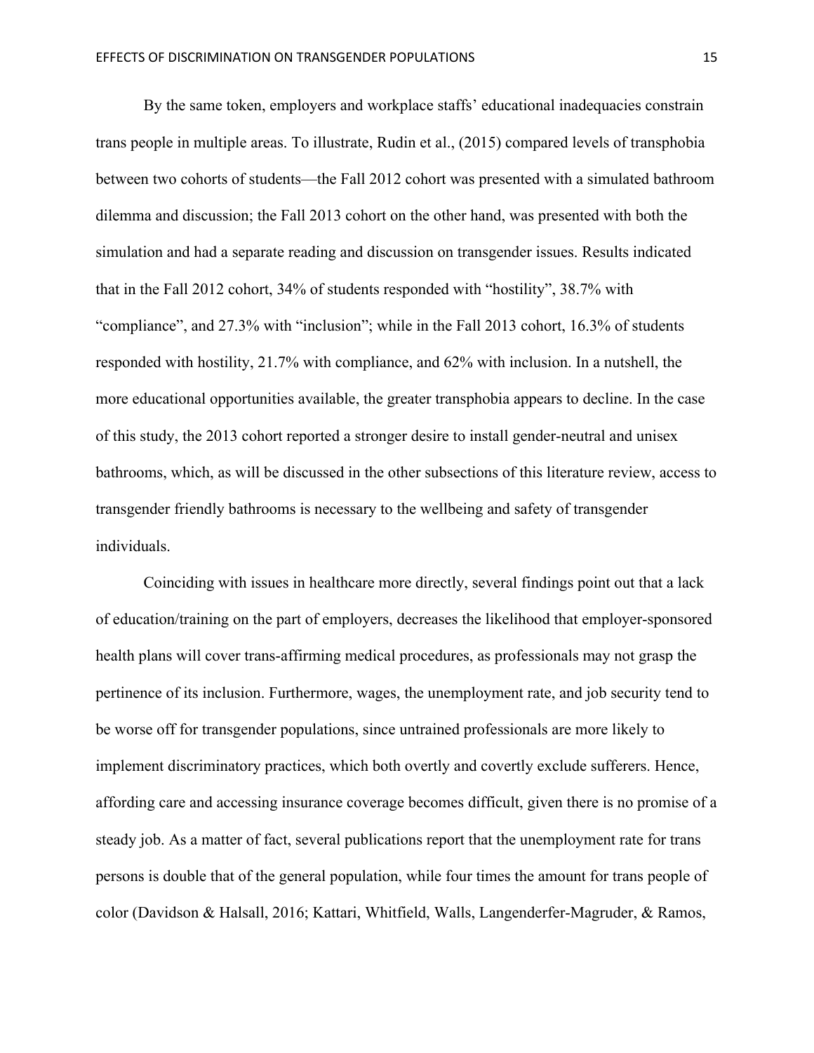By the same token, employers and workplace staffs' educational inadequacies constrain trans people in multiple areas. To illustrate, Rudin et al., (2015) compared levels of transphobia between two cohorts of students—the Fall 2012 cohort was presented with a simulated bathroom dilemma and discussion; the Fall 2013 cohort on the other hand, was presented with both the simulation and had a separate reading and discussion on transgender issues. Results indicated that in the Fall 2012 cohort, 34% of students responded with "hostility", 38.7% with "compliance", and 27.3% with "inclusion"; while in the Fall 2013 cohort, 16.3% of students responded with hostility, 21.7% with compliance, and 62% with inclusion. In a nutshell, the more educational opportunities available, the greater transphobia appears to decline. In the case of this study, the 2013 cohort reported a stronger desire to install gender-neutral and unisex bathrooms, which, as will be discussed in the other subsections of this literature review, access to transgender friendly bathrooms is necessary to the wellbeing and safety of transgender individuals.

Coinciding with issues in healthcare more directly, several findings point out that a lack of education/training on the part of employers, decreases the likelihood that employer-sponsored health plans will cover trans-affirming medical procedures, as professionals may not grasp the pertinence of its inclusion. Furthermore, wages, the unemployment rate, and job security tend to be worse off for transgender populations, since untrained professionals are more likely to implement discriminatory practices, which both overtly and covertly exclude sufferers. Hence, affording care and accessing insurance coverage becomes difficult, given there is no promise of a steady job. As a matter of fact, several publications report that the unemployment rate for trans persons is double that of the general population, while four times the amount for trans people of color (Davidson & Halsall, 2016; Kattari, Whitfield, Walls, Langenderfer-Magruder, & Ramos,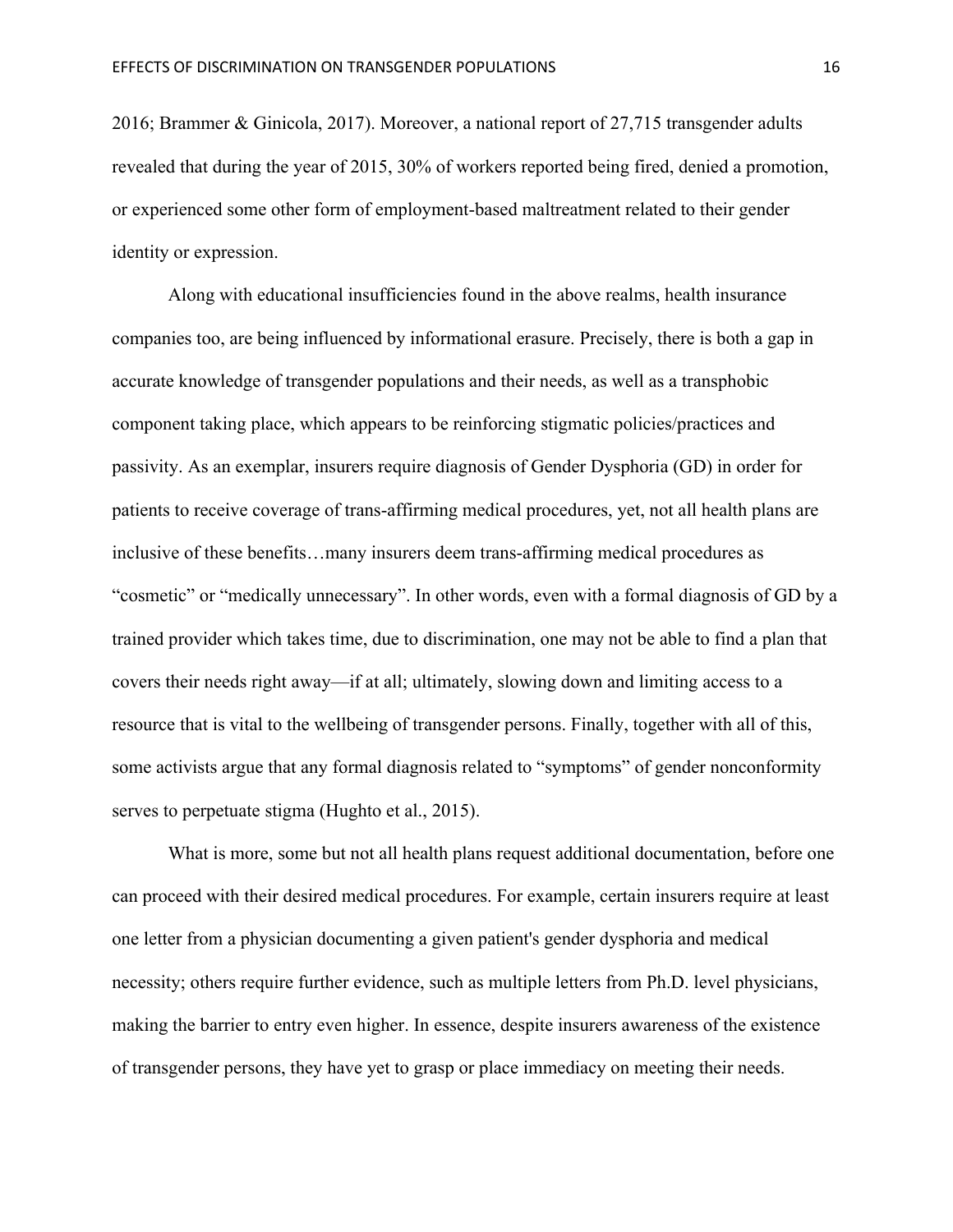2016; Brammer & Ginicola, 2017). Moreover, a national report of 27,715 transgender adults revealed that during the year of 2015, 30% of workers reported being fired, denied a promotion, or experienced some other form of employment-based maltreatment related to their gender identity or expression.

Along with educational insufficiencies found in the above realms, health insurance companies too, are being influenced by informational erasure. Precisely, there is both a gap in accurate knowledge of transgender populations and their needs, as well as a transphobic component taking place, which appears to be reinforcing stigmatic policies/practices and passivity. As an exemplar, insurers require diagnosis of Gender Dysphoria (GD) in order for patients to receive coverage of trans-affirming medical procedures, yet, not all health plans are inclusive of these benefits…many insurers deem trans-affirming medical procedures as "cosmetic" or "medically unnecessary". In other words, even with a formal diagnosis of GD by a trained provider which takes time, due to discrimination, one may not be able to find a plan that covers their needs right away—if at all; ultimately, slowing down and limiting access to a resource that is vital to the wellbeing of transgender persons. Finally, together with all of this, some activists argue that any formal diagnosis related to "symptoms" of gender nonconformity serves to perpetuate stigma (Hughto et al., 2015).

What is more, some but not all health plans request additional documentation, before one can proceed with their desired medical procedures. For example, certain insurers require at least one letter from a physician documenting a given patient's gender dysphoria and medical necessity; others require further evidence, such as multiple letters from Ph.D. level physicians, making the barrier to entry even higher. In essence, despite insurers awareness of the existence of transgender persons, they have yet to grasp or place immediacy on meeting their needs.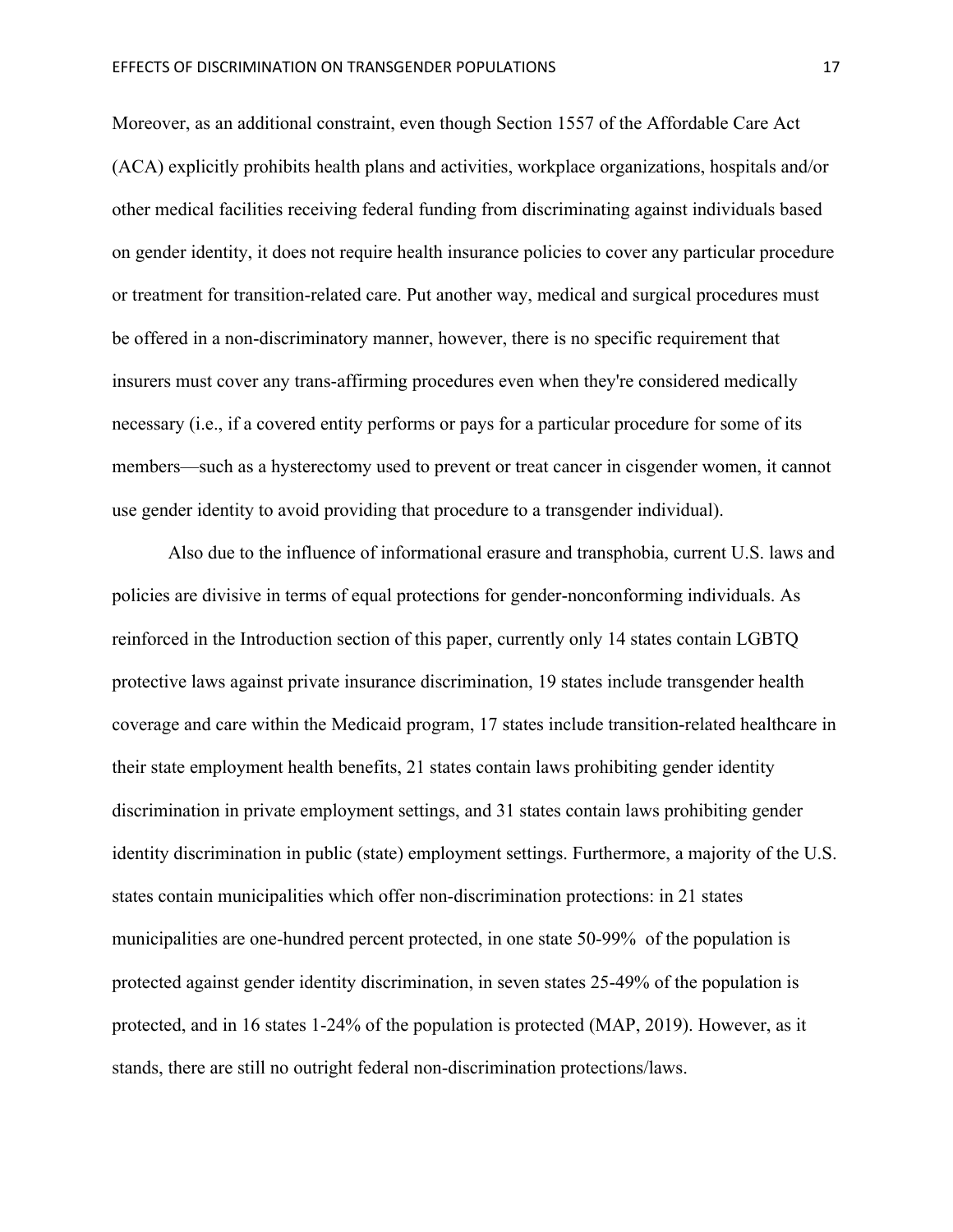Moreover, as an additional constraint, even though Section 1557 of the Affordable Care Act (ACA) explicitly prohibits health plans and activities, workplace organizations, hospitals and/or other medical facilities receiving federal funding from discriminating against individuals based on gender identity, it does not require health insurance policies to cover any particular procedure or treatment for transition-related care. Put another way, medical and surgical procedures must be offered in a non-discriminatory manner, however, there is no specific requirement that insurers must cover any trans-affirming procedures even when they're considered medically necessary (i.e., if a covered entity performs or pays for a particular procedure for some of its members—such as a hysterectomy used to prevent or treat cancer in cisgender women, it cannot use gender identity to avoid providing that procedure to a transgender individual).

Also due to the influence of informational erasure and transphobia, current U.S. laws and policies are divisive in terms of equal protections for gender-nonconforming individuals. As reinforced in the Introduction section of this paper, currently only 14 states contain LGBTQ protective laws against private insurance discrimination, 19 states include transgender health coverage and care within the Medicaid program, 17 states include transition-related healthcare in their state employment health benefits, 21 states contain laws prohibiting gender identity discrimination in private employment settings, and 31 states contain laws prohibiting gender identity discrimination in public (state) employment settings. Furthermore, a majority of the U.S. states contain municipalities which offer non-discrimination protections: in 21 states municipalities are one-hundred percent protected, in one state 50-99% of the population is protected against gender identity discrimination, in seven states 25-49% of the population is protected, and in 16 states 1-24% of the population is protected (MAP, 2019). However, as it stands, there are still no outright federal non-discrimination protections/laws.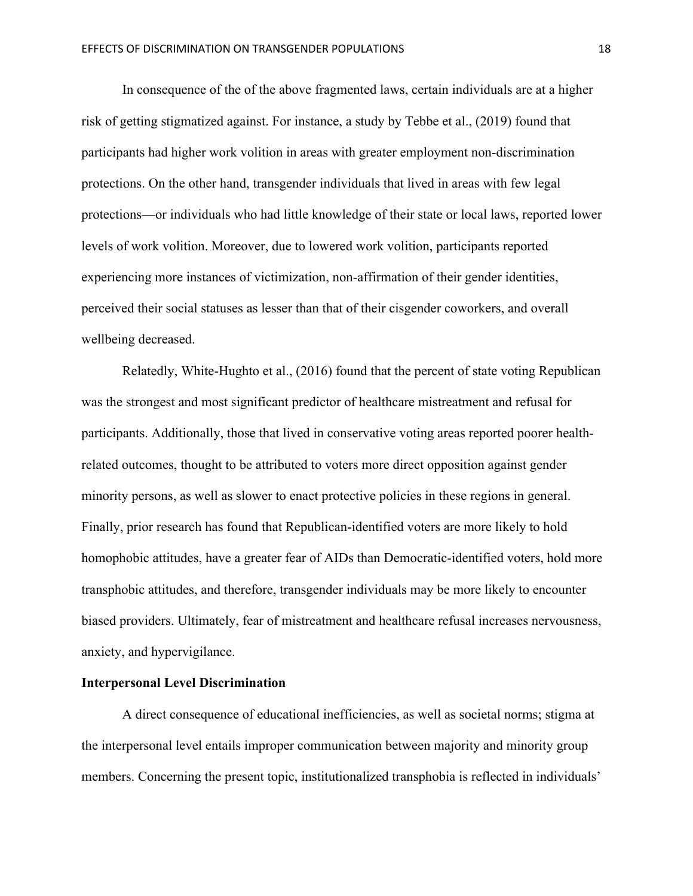In consequence of the of the above fragmented laws, certain individuals are at a higher risk of getting stigmatized against. For instance, a study by Tebbe et al., (2019) found that participants had higher work volition in areas with greater employment non-discrimination protections. On the other hand, transgender individuals that lived in areas with few legal protections—or individuals who had little knowledge of their state or local laws, reported lower levels of work volition. Moreover, due to lowered work volition, participants reported experiencing more instances of victimization, non-affirmation of their gender identities, perceived their social statuses as lesser than that of their cisgender coworkers, and overall wellbeing decreased.

Relatedly, White-Hughto et al., (2016) found that the percent of state voting Republican was the strongest and most significant predictor of healthcare mistreatment and refusal for participants. Additionally, those that lived in conservative voting areas reported poorer health-related outcomes, thought to be attributed to voters more direct opposition against gender minority persons, as well as slower to enact protective policies in these regions in general. Finally, prior research has found that Republican-identified voters are more likely to hold homophobic attitudes, have a greater fear of AIDs than Democratic-identified voters, hold more transphobic attitudes, and therefore, transgender individuals may be more likely to encounter biased providers. Ultimately, fear of mistreatment and healthcare refusal increases nervousness, anxiety, and hypervigilance.

**Interpersonal Level Discrimination**

A direct consequence of educational inefficiencies, as well as societal norms; stigma at the interpersonal level entails improper communication between majority and minority group members. Concerning the present topic, institutionalized transphobia is reflected in individuals'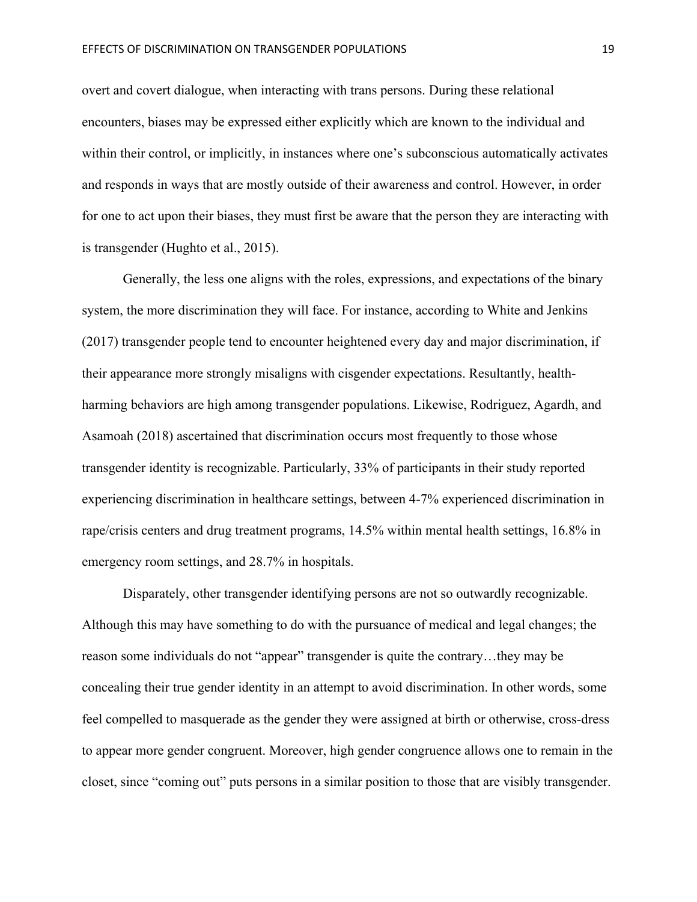overt and covert dialogue, when interacting with trans persons. During these relational encounters, biases may be expressed either explicitly which are known to the individual and within their control, or implicitly, in instances where one's subconscious automatically activates and responds in ways that are mostly outside of their awareness and control. However, in order for one to act upon their biases, they must first be aware that the person they are interacting with is transgender (Hughto et al., 2015).

Generally, the less one aligns with the roles, expressions, and expectations of the binary system, the more discrimination they will face. For instance, according to White and Jenkins (2017) transgender people tend to encounter heightened every day and major discrimination, if their appearance more strongly misaligns with cisgender expectations. Resultantly, health-harming behaviors are high among transgender populations. Likewise, Rodriguez, Agardh, and Asamoah (2018) ascertained that discrimination occurs most frequently to those whose transgender identity is recognizable. Particularly, 33% of participants in their study reported experiencing discrimination in healthcare settings, between 4-7% experienced discrimination in rape/crisis centers and drug treatment programs, 14.5% within mental health settings, 16.8% in emergency room settings, and 28.7% in hospitals.

Disparately, other transgender identifying persons are not so outwardly recognizable. Although this may have something to do with the pursuance of medical and legal changes; the reason some individuals do not "appear" transgender is quite the contrary…they may be concealing their true gender identity in an attempt to avoid discrimination. In other words, some feel compelled to masquerade as the gender they were assigned at birth or otherwise, cross-dress to appear more gender congruent. Moreover, high gender congruence allows one to remain in the closet, since "coming out" puts persons in a similar position to those that are visibly transgender.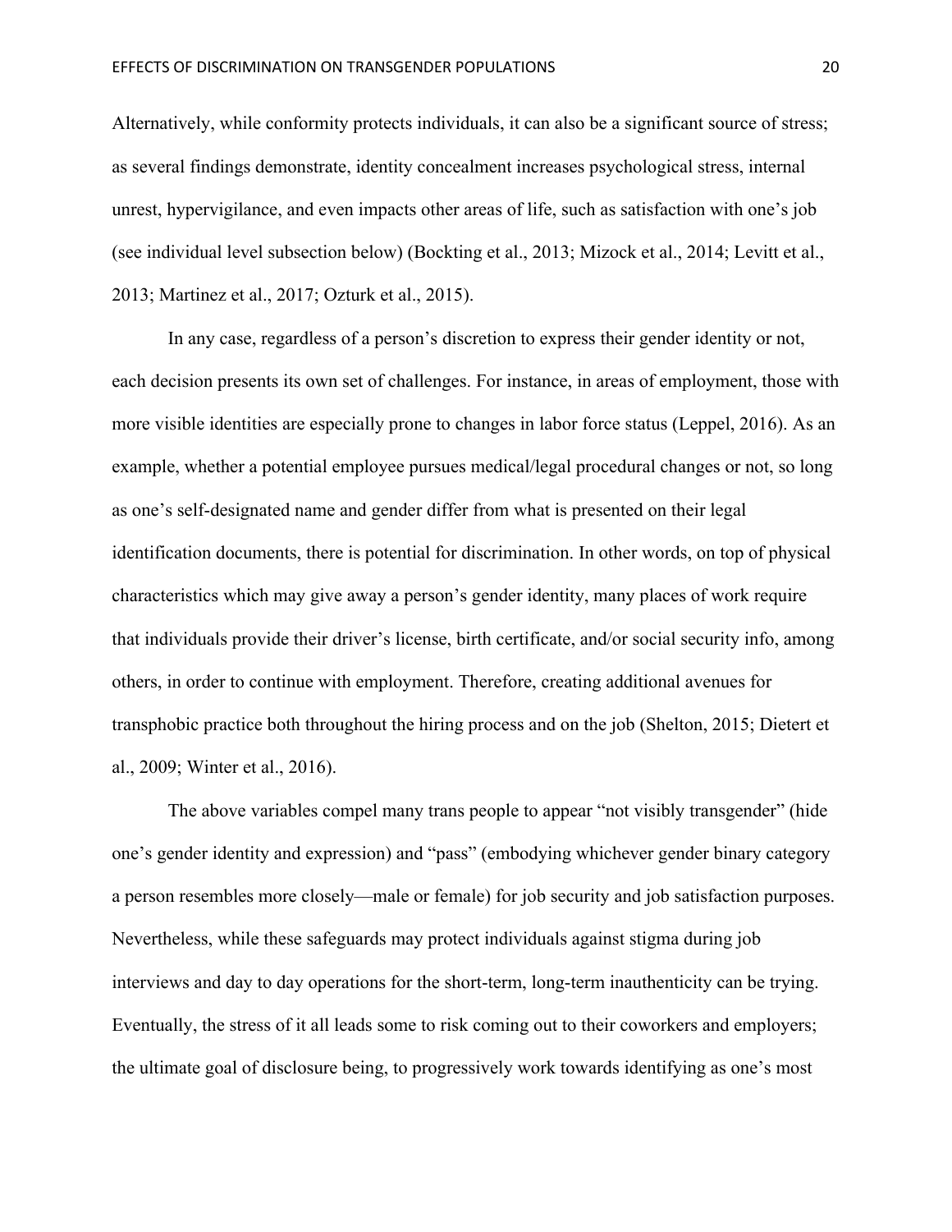Alternatively, while conformity protects individuals, it can also be a significant source of stress; as several findings demonstrate, identity concealment increases psychological stress, internal unrest, hypervigilance, and even impacts other areas of life, such as satisfaction with one's job (see individual level subsection below) (Bockting et al., 2013; Mizock et al., 2014; Levitt et al., 2013; Martinez et al., 2017; Ozturk et al., 2015).

In any case, regardless of a person's discretion to express their gender identity or not, each decision presents its own set of challenges. For instance, in areas of employment, those with more visible identities are especially prone to changes in labor force status (Leppel, 2016). As an example, whether a potential employee pursues medical/legal procedural changes or not, so long as one's self-designated name and gender differ from what is presented on their legal identification documents, there is potential for discrimination. In other words, on top of physical characteristics which may give away a person's gender identity, many places of work require that individuals provide their driver's license, birth certificate, and/or social security info, among others, in order to continue with employment. Therefore, creating additional avenues for transphobic practice both throughout the hiring process and on the job (Shelton, 2015; Dietert et al., 2009; Winter et al., 2016).

The above variables compel many trans people to appear "not visibly transgender" (hide one's gender identity and expression) and "pass" (embodying whichever gender binary category a person resembles more closely—male or female) for job security and job satisfaction purposes. Nevertheless, while these safeguards may protect individuals against stigma during job interviews and day to day operations for the short-term, long-term inauthenticity can be trying. Eventually, the stress of it all leads some to risk coming out to their coworkers and employers; the ultimate goal of disclosure being, to progressively work towards identifying as one's most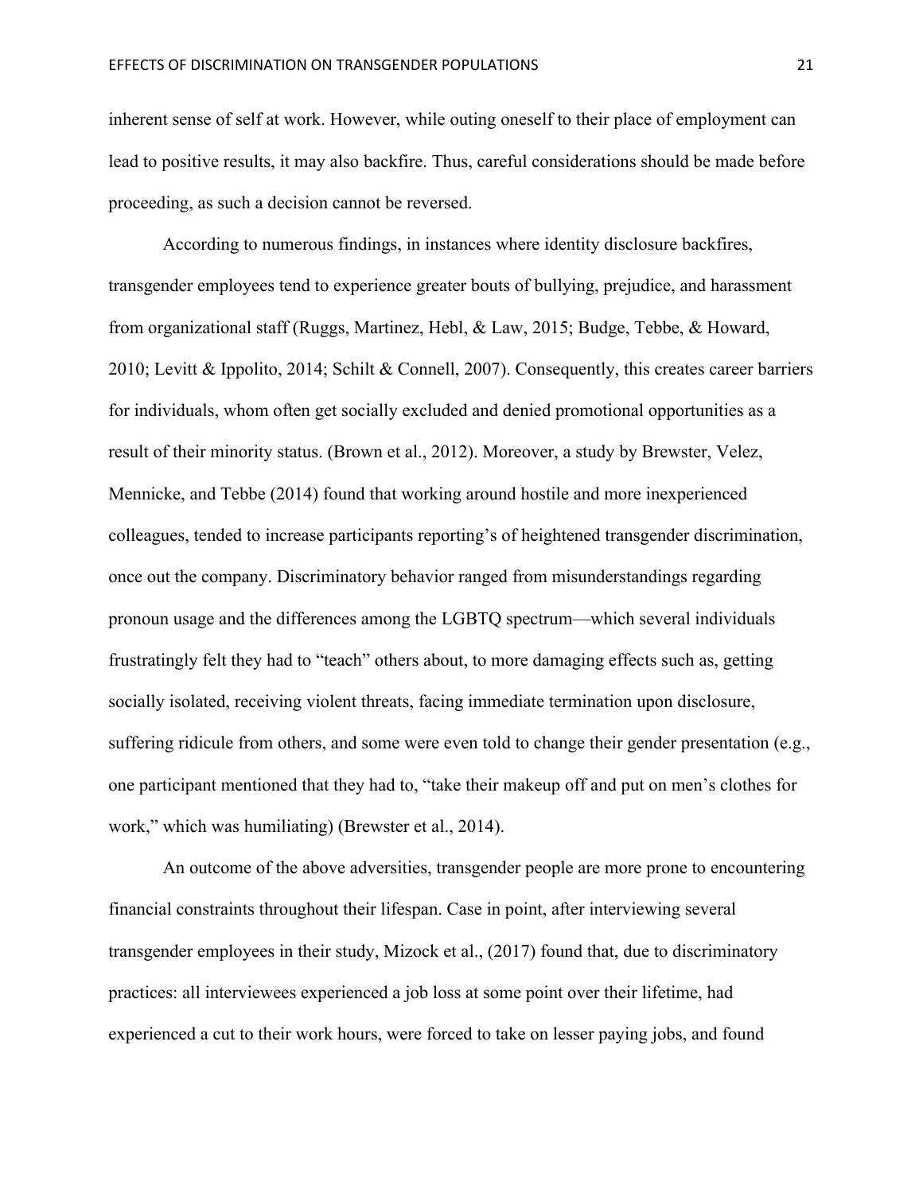inherent sense of self at work. However, while outing oneself to their place of employment can lead to positive results, it may also backfire. Thus, careful considerations should be made before proceeding, as such a decision cannot be reversed.

According to numerous findings, in instances where identity disclosure backfires, transgender employees tend to experience greater bouts of bullying, prejudice, and harassment from organizational staff (Ruggs, Martinez, Hebl, & Law, 2015; Budge, Tebbe, & Howard, 2010; Levitt & Ippolito, 2014; Schilt & Connell, 2007). Consequently, this creates career barriers for individuals, whom often get socially excluded and denied promotional opportunities as a result of their minority status. (Brown et al., 2012). Moreover, a study by Brewster, Velez, Mennicke, and Tebbe (2014) found that working around hostile and more inexperienced colleagues, tended to increase participants reporting's of heightened transgender discrimination, once out the company. Discriminatory behavior ranged from misunderstandings regarding pronoun usage and the differences among the LGBTQ spectrum—which several individuals frustratingly felt they had to "teach" others about, to more damaging effects such as, getting socially isolated, receiving violent threats, facing immediate termination upon disclosure, suffering ridicule from others, and some were even told to change their gender presentation (e.g., one participant mentioned that they had to, "take their makeup off and put on men's clothes for work," which was humiliating) (Brewster et al., 2014).

An outcome of the above adversities, transgender people are more prone to encountering financial constraints throughout their lifespan. Case in point, after interviewing several transgender employees in their study, Mizock et al., (2017) found that, due to discriminatory practices: all interviewees experienced a job loss at some point over their lifetime, had experienced a cut to their work hours, were forced to take on lesser paying jobs, and found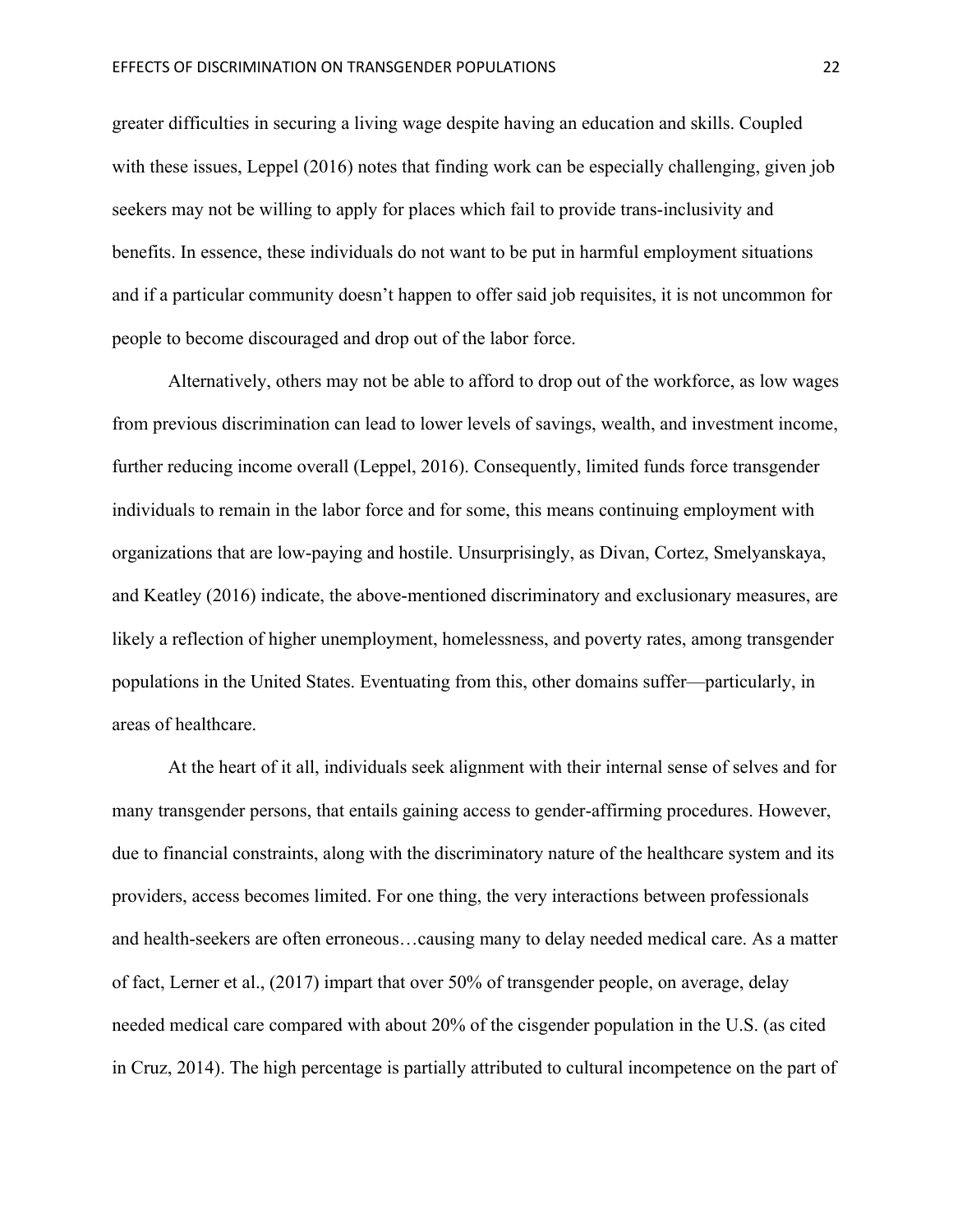greater difficulties in securing a living wage despite having an education and skills. Coupled with these issues, Leppel (2016) notes that finding work can be especially challenging, given job seekers may not be willing to apply for places which fail to provide trans-inclusivity and benefits. In essence, these individuals do not want to be put in harmful employment situations and if a particular community doesn't happen to offer said job requisites, it is not uncommon for people to become discouraged and drop out of the labor force.

Alternatively, others may not be able to afford to drop out of the workforce, as low wages from previous discrimination can lead to lower levels of savings, wealth, and investment income, further reducing income overall (Leppel, 2016). Consequently, limited funds force transgender individuals to remain in the labor force and for some, this means continuing employment with organizations that are low-paying and hostile. Unsurprisingly, as Divan, Cortez, Smelyanskaya, and Keatley (2016) indicate, the above-mentioned discriminatory and exclusionary measures, are likely a reflection of higher unemployment, homelessness, and poverty rates, among transgender populations in the United States. Eventuating from this, other domains suffer—particularly, in areas of healthcare.

At the heart of it all, individuals seek alignment with their internal sense of selves and for many transgender persons, that entails gaining access to gender-affirming procedures. However, due to financial constraints, along with the discriminatory nature of the healthcare system and its providers, access becomes limited. For one thing, the very interactions between professionals and health-seekers are often erroneous…causing many to delay needed medical care. As a matter of fact, Lerner et al., (2017) impart that over 50% of transgender people, on average, delay needed medical care compared with about 20% of the cisgender population in the U.S. (as cited in Cruz, 2014). The high percentage is partially attributed to cultural incompetence on the part of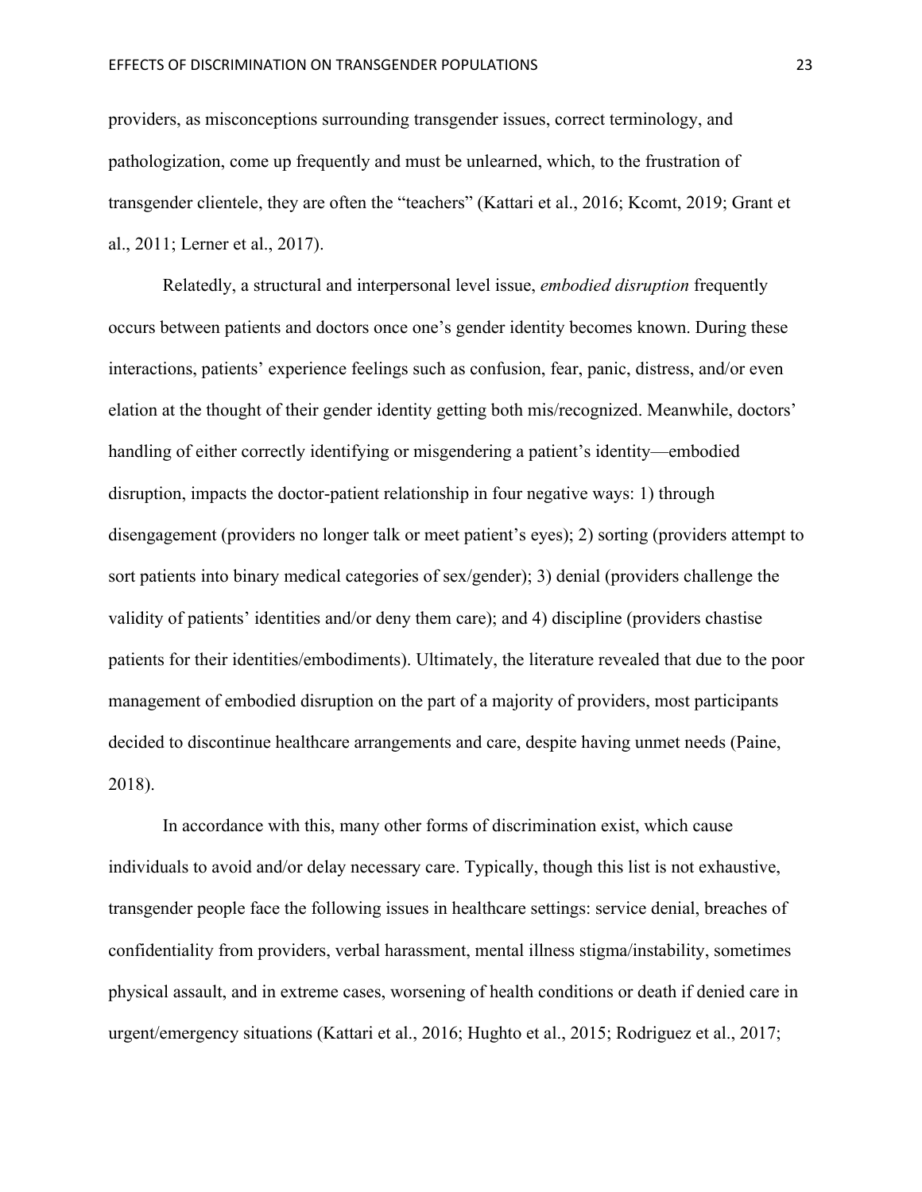providers, as misconceptions surrounding transgender issues, correct terminology, and pathologization, come up frequently and must be unlearned, which, to the frustration of transgender clientele, they are often the "teachers" (Kattari et al., 2016; Kcomt, 2019; Grant et al., 2011; Lerner et al., 2017).

Relatedly, a structural and interpersonal level issue, *embodied disruption* frequently occurs between patients and doctors once one's gender identity becomes known. During these interactions, patients' experience feelings such as confusion, fear, panic, distress, and/or even elation at the thought of their gender identity getting both mis/recognized. Meanwhile, doctors' handling of either correctly identifying or misgendering a patient's identity—embodied disruption, impacts the doctor-patient relationship in four negative ways: 1) through disengagement (providers no longer talk or meet patient's eyes); 2) sorting (providers attempt to sort patients into binary medical categories of sex/gender); 3) denial (providers challenge the validity of patients' identities and/or deny them care); and 4) discipline (providers chastise patients for their identities/embodiments). Ultimately, the literature revealed that due to the poor management of embodied disruption on the part of a majority of providers, most participants decided to discontinue healthcare arrangements and care, despite having unmet needs (Paine, 2018).

In accordance with this, many other forms of discrimination exist, which cause individuals to avoid and/or delay necessary care. Typically, though this list is not exhaustive, transgender people face the following issues in healthcare settings: service denial, breaches of confidentiality from providers, verbal harassment, mental illness stigma/instability, sometimes physical assault, and in extreme cases, worsening of health conditions or death if denied care in urgent/emergency situations (Kattari et al., 2016; Hughto et al., 2015; Rodriguez et al., 2017;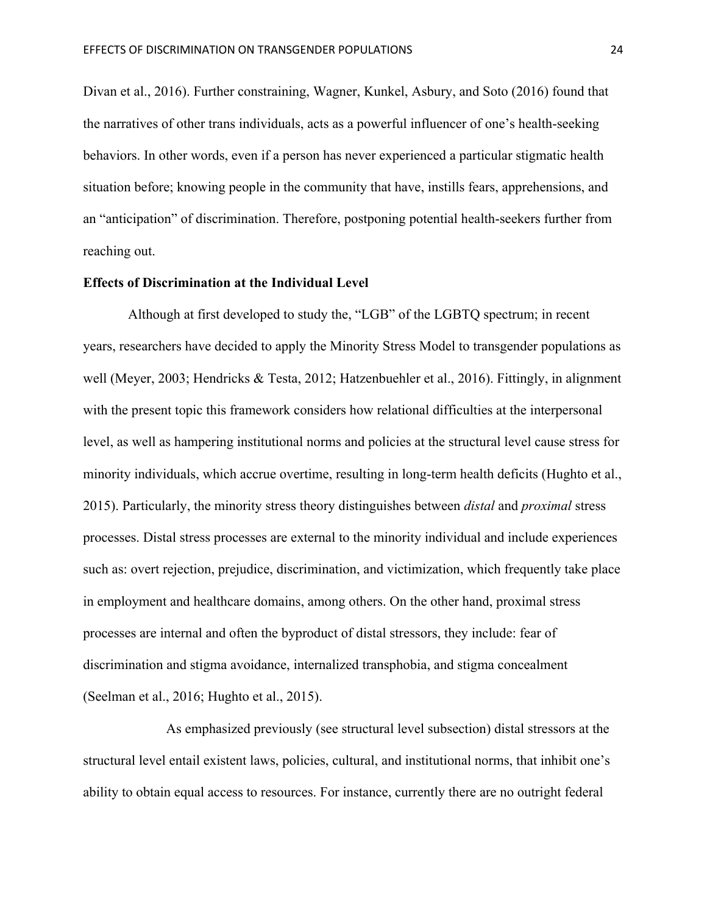Divan et al., 2016). Further constraining, Wagner, Kunkel, Asbury, and Soto (2016) found that the narratives of other trans individuals, acts as a powerful influencer of one's health-seeking behaviors. In other words, even if a person has never experienced a particular stigmatic health situation before; knowing people in the community that have, instills fears, apprehensions, and an "anticipation" of discrimination. Therefore, postponing potential health-seekers further from reaching out.

**Effects of Discrimination at the Individual Level**

Although at first developed to study the, "LGB" of the LGBTQ spectrum; in recent years, researchers have decided to apply the Minority Stress Model to transgender populations as well (Meyer, 2003; Hendricks & Testa, 2012; Hatzenbuehler et al., 2016). Fittingly, in alignment with the present topic this framework considers how relational difficulties at the interpersonal level, as well as hampering institutional norms and policies at the structural level cause stress for minority individuals, which accrue overtime, resulting in long-term health deficits (Hughto et al., 2015). Particularly, the minority stress theory distinguishes between *distal* and *proximal* stress processes. Distal stress processes are external to the minority individual and include experiences such as: overt rejection, prejudice, discrimination, and victimization, which frequently take place in employment and healthcare domains, among others. On the other hand, proximal stress processes are internal and often the byproduct of distal stressors, they include: fear of discrimination and stigma avoidance, internalized transphobia, and stigma concealment (Seelman et al., 2016; Hughto et al., 2015).

As emphasized previously (see structural level subsection) distal stressors at the structural level entail existent laws, policies, cultural, and institutional norms, that inhibit one's ability to obtain equal access to resources. For instance, currently there are no outright federal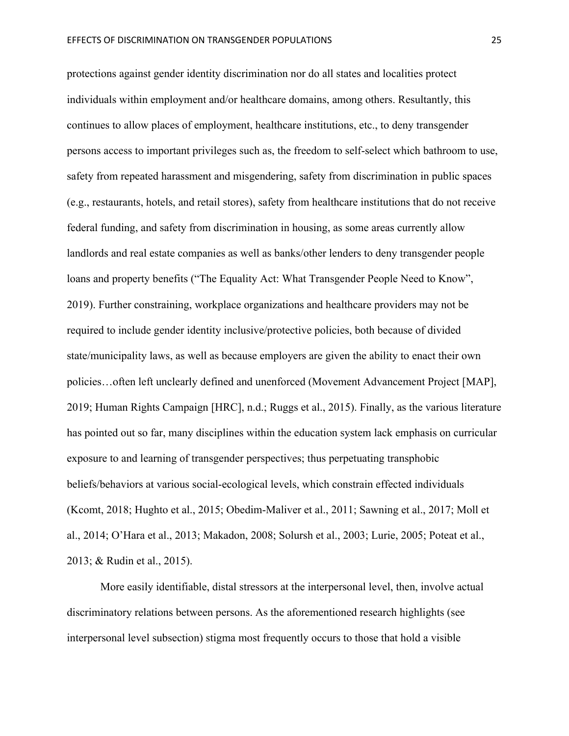protections against gender identity discrimination nor do all states and localities protect individuals within employment and/or healthcare domains, among others. Resultantly, this continues to allow places of employment, healthcare institutions, etc., to deny transgender persons access to important privileges such as, the freedom to self-select which bathroom to use, safety from repeated harassment and misgendering, safety from discrimination in public spaces (e.g., restaurants, hotels, and retail stores), safety from healthcare institutions that do not receive federal funding, and safety from discrimination in housing, as some areas currently allow landlords and real estate companies as well as banks/other lenders to deny transgender people loans and property benefits ("The Equality Act: What Transgender People Need to Know", 2019). Further constraining, workplace organizations and healthcare providers may not be required to include gender identity inclusive/protective policies, both because of divided state/municipality laws, as well as because employers are given the ability to enact their own policies…often left unclearly defined and unenforced (Movement Advancement Project [MAP], 2019; Human Rights Campaign [HRC], n.d.; Ruggs et al., 2015). Finally, as the various literature has pointed out so far, many disciplines within the education system lack emphasis on curricular exposure to and learning of transgender perspectives; thus perpetuating transphobic beliefs/behaviors at various social-ecological levels, which constrain effected individuals (Kcomt, 2018; Hughto et al., 2015; Obedim-Maliver et al., 2011; Sawning et al., 2017; Moll et al., 2014; O'Hara et al., 2013; Makadon, 2008; Solursh et al., 2003; Lurie, 2005; Poteat et al., 2013; & Rudin et al., 2015).

More easily identifiable, distal stressors at the interpersonal level, then, involve actual discriminatory relations between persons. As the aforementioned research highlights (see interpersonal level subsection) stigma most frequently occurs to those that hold a visible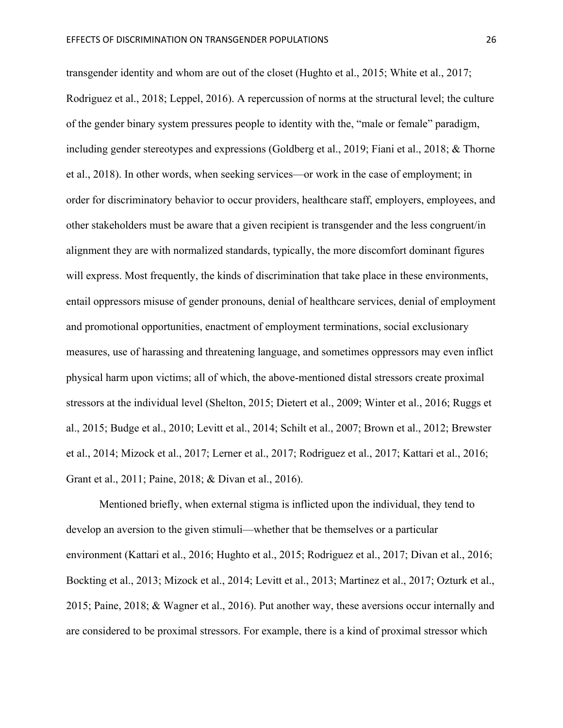transgender identity and whom are out of the closet (Hughto et al., 2015; White et al., 2017; Rodriguez et al., 2018; Leppel, 2016). A repercussion of norms at the structural level; the culture of the gender binary system pressures people to identity with the, "male or female" paradigm, including gender stereotypes and expressions (Goldberg et al., 2019; Fiani et al., 2018; & Thorne et al., 2018). In other words, when seeking services—or work in the case of employment; in order for discriminatory behavior to occur providers, healthcare staff, employers, employees, and other stakeholders must be aware that a given recipient is transgender and the less congruent/in alignment they are with normalized standards, typically, the more discomfort dominant figures will express. Most frequently, the kinds of discrimination that take place in these environments, entail oppressors misuse of gender pronouns, denial of healthcare services, denial of employment and promotional opportunities, enactment of employment terminations, social exclusionary measures, use of harassing and threatening language, and sometimes oppressors may even inflict physical harm upon victims; all of which, the above-mentioned distal stressors create proximal stressors at the individual level (Shelton, 2015; Dietert et al., 2009; Winter et al., 2016; Ruggs et al., 2015; Budge et al., 2010; Levitt et al., 2014; Schilt et al., 2007; Brown et al., 2012; Brewster et al., 2014; Mizock et al., 2017; Lerner et al., 2017; Rodriguez et al., 2017; Kattari et al., 2016; Grant et al., 2011; Paine, 2018; & Divan et al., 2016).

Mentioned briefly, when external stigma is inflicted upon the individual, they tend to develop an aversion to the given stimuli—whether that be themselves or a particular environment (Kattari et al., 2016; Hughto et al., 2015; Rodriguez et al., 2017; Divan et al., 2016; Bockting et al., 2013; Mizock et al., 2014; Levitt et al., 2013; Martinez et al., 2017; Ozturk et al., 2015; Paine, 2018; & Wagner et al., 2016). Put another way, these aversions occur internally and are considered to be proximal stressors. For example, there is a kind of proximal stressor which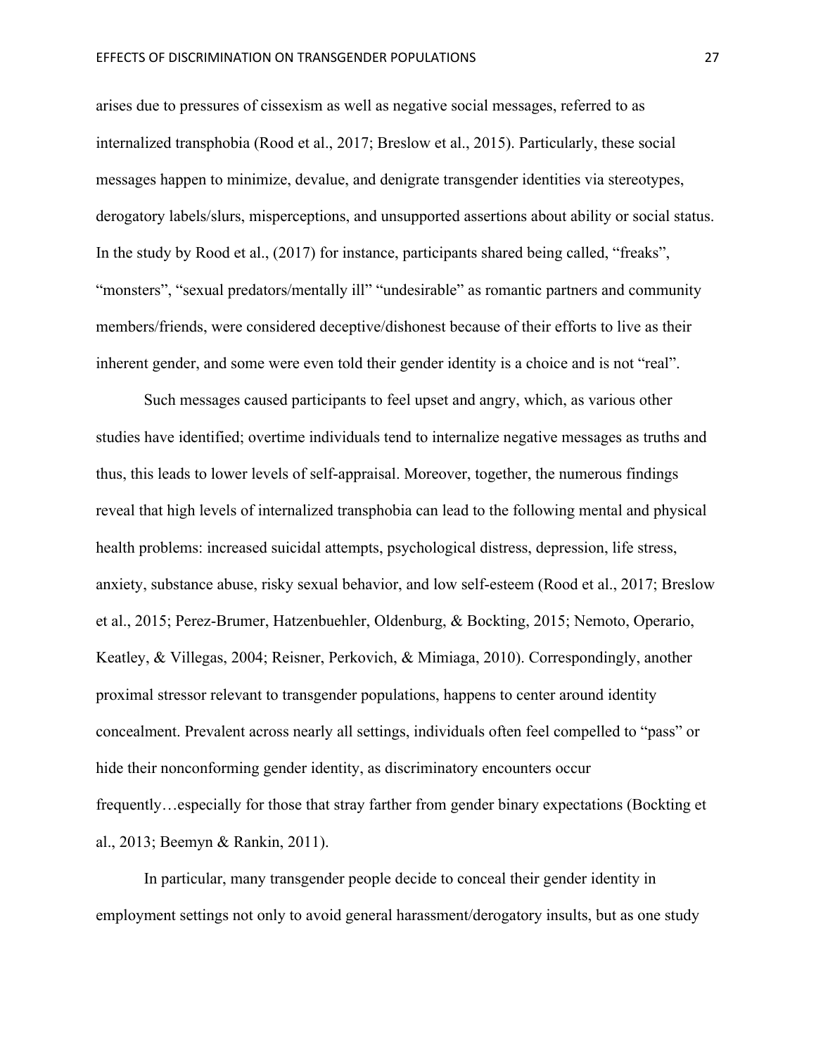arises due to pressures of cissexism as well as negative social messages, referred to as internalized transphobia (Rood et al., 2017; Breslow et al., 2015). Particularly, these social messages happen to minimize, devalue, and denigrate transgender identities via stereotypes, derogatory labels/slurs, misperceptions, and unsupported assertions about ability or social status. In the study by Rood et al., (2017) for instance, participants shared being called, "freaks", "monsters", "sexual predators/mentally ill" "undesirable" as romantic partners and community members/friends, were considered deceptive/dishonest because of their efforts to live as their inherent gender, and some were even told their gender identity is a choice and is not "real".

Such messages caused participants to feel upset and angry, which, as various other studies have identified; overtime individuals tend to internalize negative messages as truths and thus, this leads to lower levels of self-appraisal. Moreover, together, the numerous findings reveal that high levels of internalized transphobia can lead to the following mental and physical health problems: increased suicidal attempts, psychological distress, depression, life stress, anxiety, substance abuse, risky sexual behavior, and low self-esteem (Rood et al., 2017; Breslow et al., 2015; Perez-Brumer, Hatzenbuehler, Oldenburg, & Bockting, 2015; Nemoto, Operario, Keatley, & Villegas, 2004; Reisner, Perkovich, & Mimiaga, 2010). Correspondingly, another proximal stressor relevant to transgender populations, happens to center around identity concealment. Prevalent across nearly all settings, individuals often feel compelled to "pass" or hide their nonconforming gender identity, as discriminatory encounters occur frequently…especially for those that stray farther from gender binary expectations (Bockting et al., 2013; Beemyn & Rankin, 2011).

In particular, many transgender people decide to conceal their gender identity in employment settings not only to avoid general harassment/derogatory insults, but as one study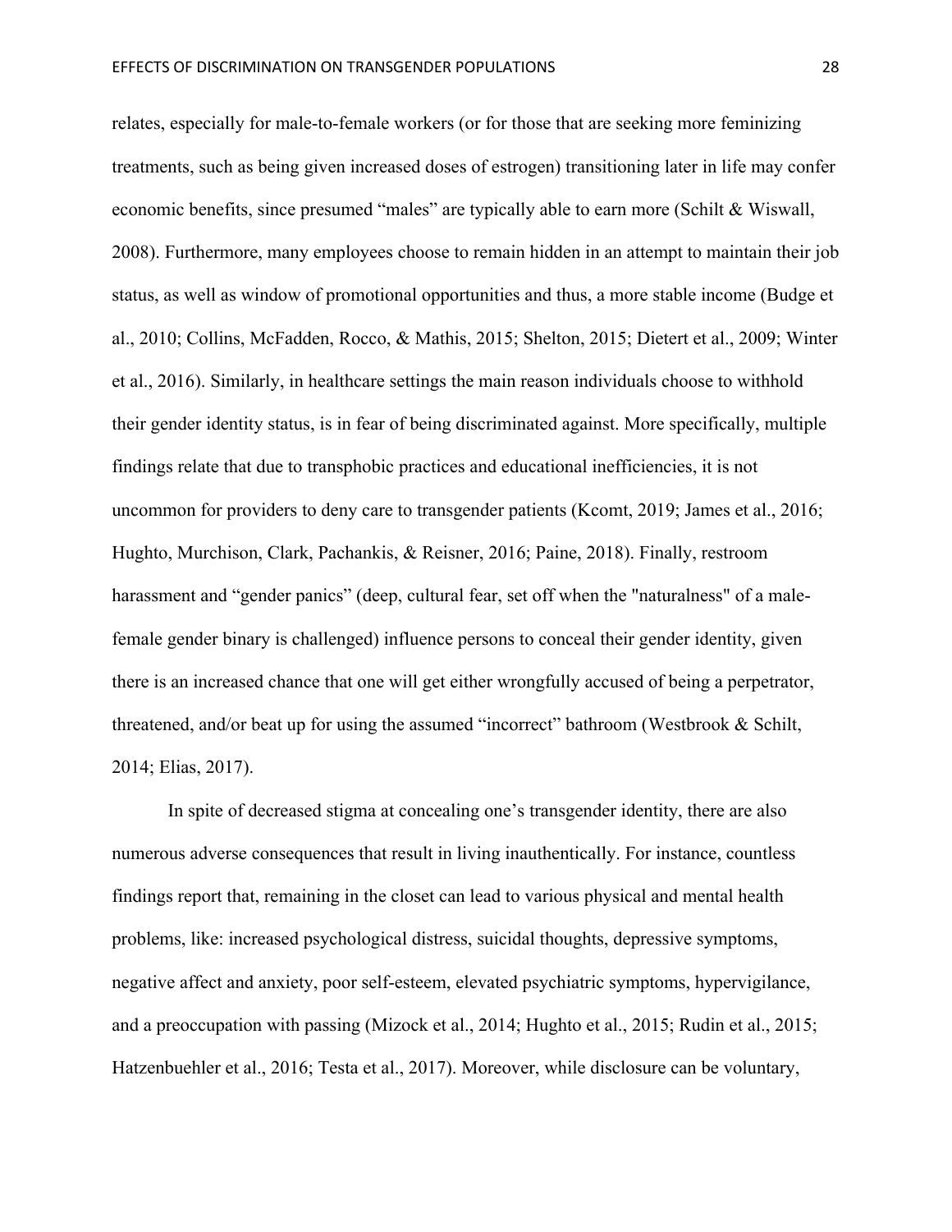relates, especially for male-to-female workers (or for those that are seeking more feminizing treatments, such as being given increased doses of estrogen) transitioning later in life may confer economic benefits, since presumed "males" are typically able to earn more (Schilt & Wiswall, 2008). Furthermore, many employees choose to remain hidden in an attempt to maintain their job status, as well as window of promotional opportunities and thus, a more stable income (Budge et al., 2010; Collins, McFadden, Rocco, & Mathis, 2015; Shelton, 2015; Dietert et al., 2009; Winter et al., 2016). Similarly, in healthcare settings the main reason individuals choose to withhold their gender identity status, is in fear of being discriminated against. More specifically, multiple findings relate that due to transphobic practices and educational inefficiencies, it is not uncommon for providers to deny care to transgender patients (Kcomt, 2019; James et al., 2016; Hughto, Murchison, Clark, Pachankis, & Reisner, 2016; Paine, 2018). Finally, restroom harassment and "gender panics" (deep, cultural fear, set off when the "naturalness" of a male-female gender binary is challenged) influence persons to conceal their gender identity, given there is an increased chance that one will get either wrongfully accused of being a perpetrator, threatened, and/or beat up for using the assumed "incorrect" bathroom (Westbrook & Schilt, 2014; Elias, 2017).

In spite of decreased stigma at concealing one's transgender identity, there are also numerous adverse consequences that result in living inauthentically. For instance, countless findings report that, remaining in the closet can lead to various physical and mental health problems, like: increased psychological distress, suicidal thoughts, depressive symptoms, negative affect and anxiety, poor self-esteem, elevated psychiatric symptoms, hypervigilance, and a preoccupation with passing (Mizock et al., 2014; Hughto et al., 2015; Rudin et al., 2015; Hatzenbuehler et al., 2016; Testa et al., 2017). Moreover, while disclosure can be voluntary,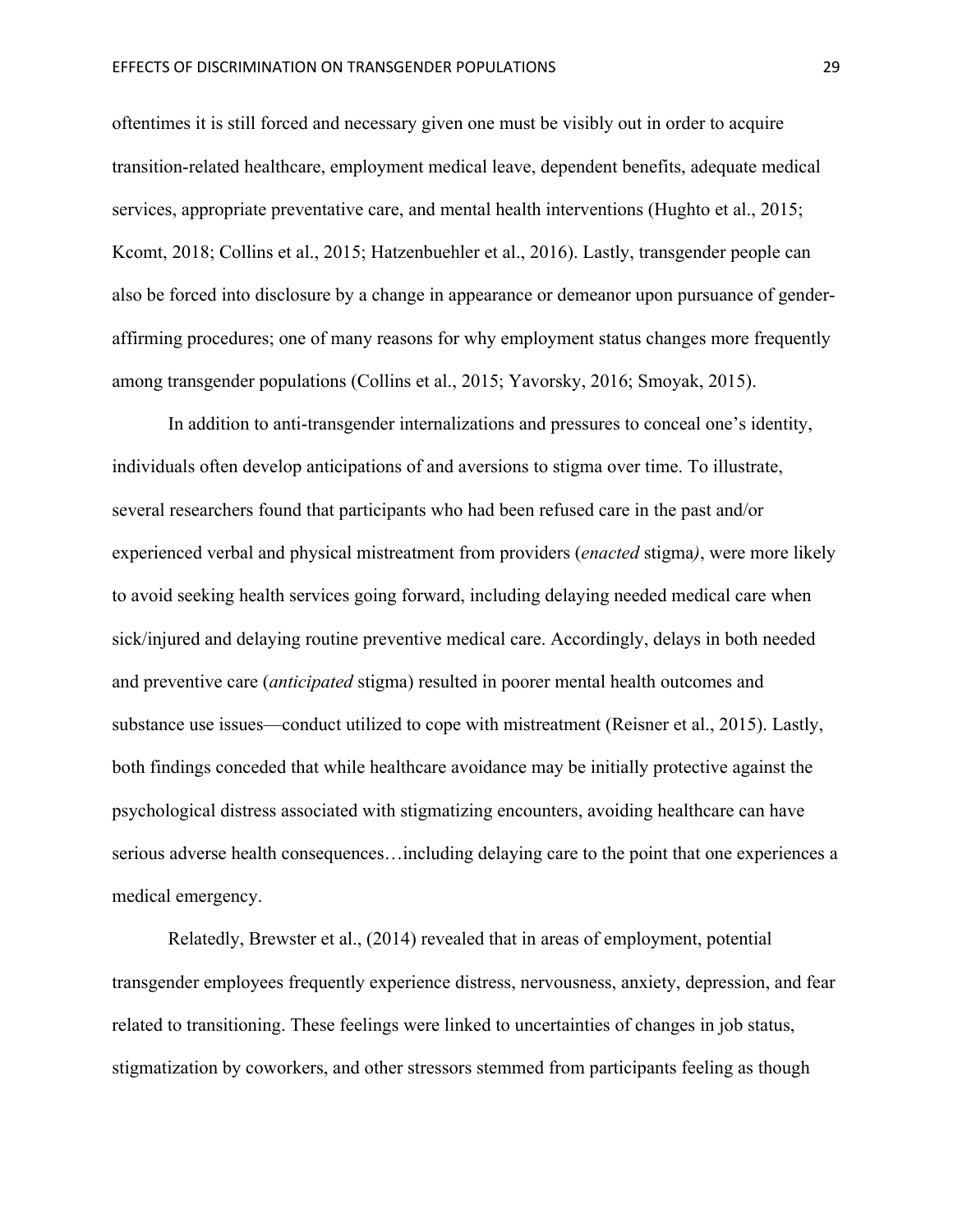oftentimes it is still forced and necessary given one must be visibly out in order to acquire transition-related healthcare, employment medical leave, dependent benefits, adequate medical services, appropriate preventative care, and mental health interventions (Hughto et al., 2015; Kcomt, 2018; Collins et al., 2015; Hatzenbuehler et al., 2016). Lastly, transgender people can also be forced into disclosure by a change in appearance or demeanor upon pursuance of gender-affirming procedures; one of many reasons for why employment status changes more frequently among transgender populations (Collins et al., 2015; Yavorsky, 2016; Smoyak, 2015).

In addition to anti-transgender internalizations and pressures to conceal one's identity, individuals often develop anticipations of and aversions to stigma over time. To illustrate, several researchers found that participants who had been refused care in the past and/or experienced verbal and physical mistreatment from providers (*enacted* stigma*)*, were more likely to avoid seeking health services going forward, including delaying needed medical care when sick/injured and delaying routine preventive medical care. Accordingly, delays in both needed and preventive care (*anticipated* stigma) resulted in poorer mental health outcomes and substance use issues—conduct utilized to cope with mistreatment (Reisner et al., 2015). Lastly, both findings conceded that while healthcare avoidance may be initially protective against the psychological distress associated with stigmatizing encounters, avoiding healthcare can have serious adverse health consequences…including delaying care to the point that one experiences a medical emergency.

Relatedly, Brewster et al., (2014) revealed that in areas of employment, potential transgender employees frequently experience distress, nervousness, anxiety, depression, and fear related to transitioning. These feelings were linked to uncertainties of changes in job status, stigmatization by coworkers, and other stressors stemmed from participants feeling as though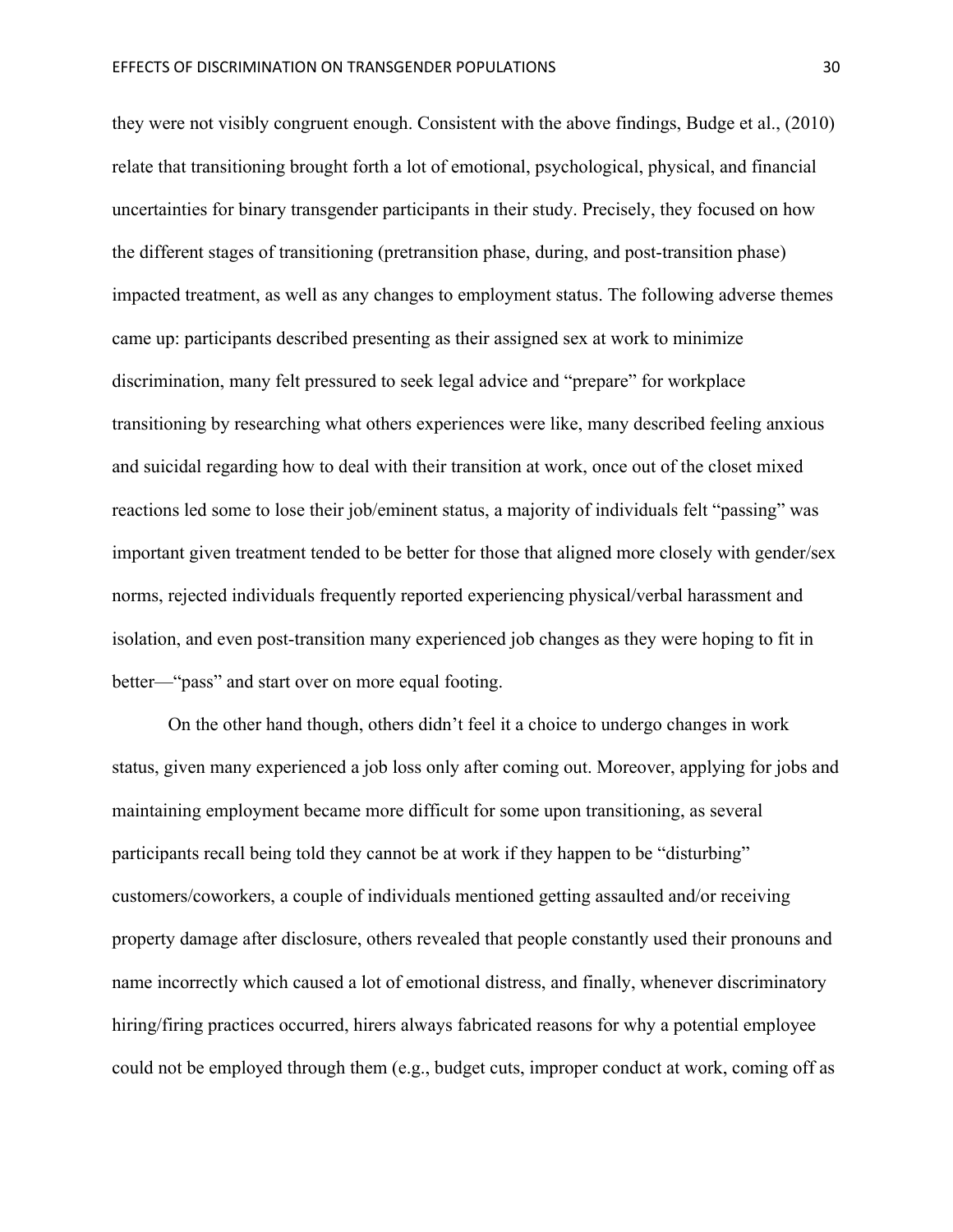they were not visibly congruent enough. Consistent with the above findings, Budge et al., (2010) relate that transitioning brought forth a lot of emotional, psychological, physical, and financial uncertainties for binary transgender participants in their study. Precisely, they focused on how the different stages of transitioning (pretransition phase, during, and post-transition phase) impacted treatment, as well as any changes to employment status. The following adverse themes came up: participants described presenting as their assigned sex at work to minimize discrimination, many felt pressured to seek legal advice and "prepare" for workplace transitioning by researching what others experiences were like, many described feeling anxious and suicidal regarding how to deal with their transition at work, once out of the closet mixed reactions led some to lose their job/eminent status, a majority of individuals felt "passing" was important given treatment tended to be better for those that aligned more closely with gender/sex norms, rejected individuals frequently reported experiencing physical/verbal harassment and isolation, and even post-transition many experienced job changes as they were hoping to fit in better—"pass" and start over on more equal footing.

On the other hand though, others didn't feel it a choice to undergo changes in work status, given many experienced a job loss only after coming out. Moreover, applying for jobs and maintaining employment became more difficult for some upon transitioning, as several participants recall being told they cannot be at work if they happen to be "disturbing" customers/coworkers, a couple of individuals mentioned getting assaulted and/or receiving property damage after disclosure, others revealed that people constantly used their pronouns and name incorrectly which caused a lot of emotional distress, and finally, whenever discriminatory hiring/firing practices occurred, hirers always fabricated reasons for why a potential employee could not be employed through them (e.g., budget cuts, improper conduct at work, coming off as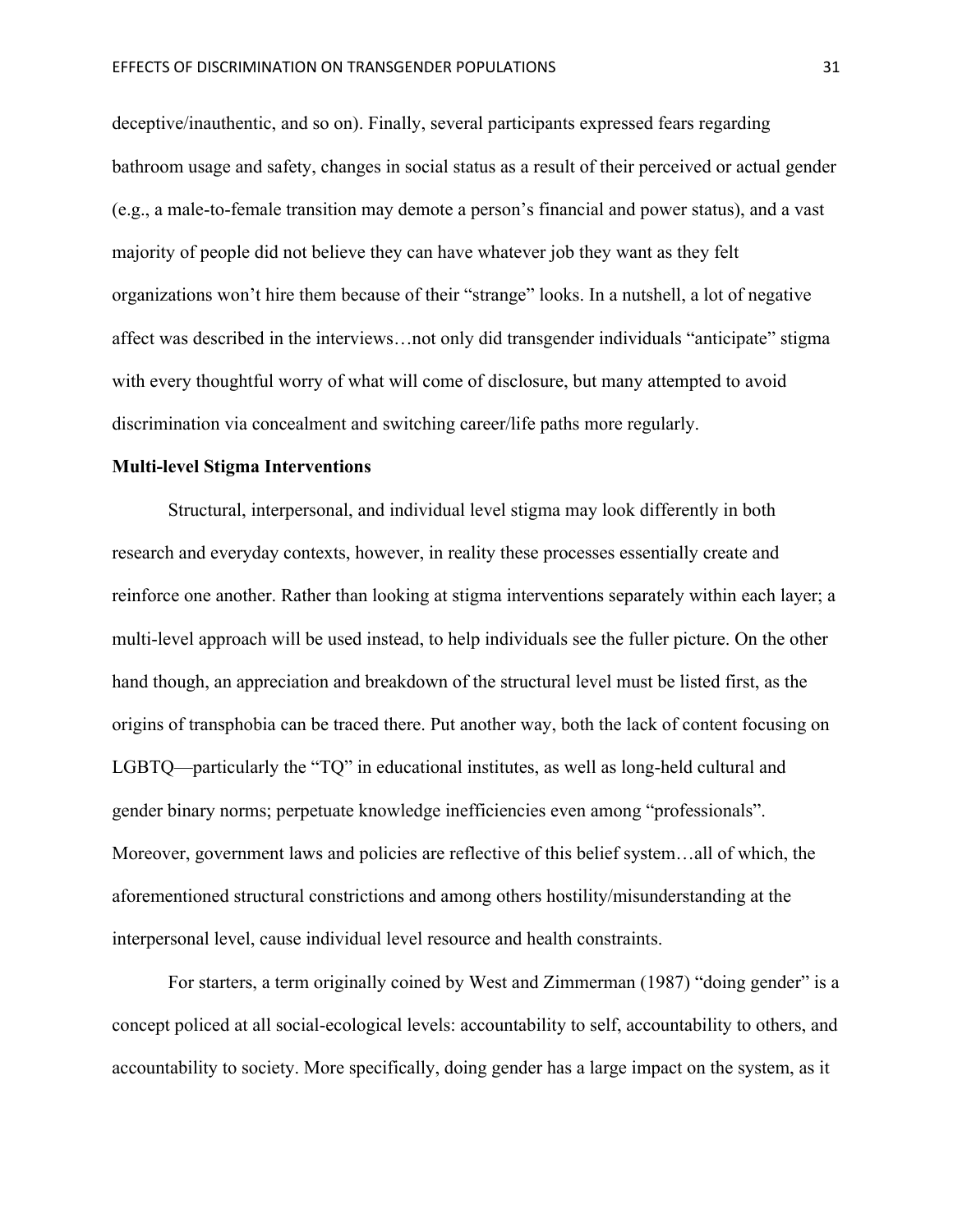deceptive/inauthentic, and so on). Finally, several participants expressed fears regarding bathroom usage and safety, changes in social status as a result of their perceived or actual gender (e.g., a male-to-female transition may demote a person's financial and power status), and a vast majority of people did not believe they can have whatever job they want as they felt organizations won't hire them because of their "strange" looks. In a nutshell, a lot of negative affect was described in the interviews…not only did transgender individuals "anticipate" stigma with every thoughtful worry of what will come of disclosure, but many attempted to avoid discrimination via concealment and switching career/life paths more regularly.

**Multi-level Stigma Interventions**

Structural, interpersonal, and individual level stigma may look differently in both research and everyday contexts, however, in reality these processes essentially create and reinforce one another. Rather than looking at stigma interventions separately within each layer; a multi-level approach will be used instead, to help individuals see the fuller picture. On the other hand though, an appreciation and breakdown of the structural level must be listed first, as the origins of transphobia can be traced there. Put another way, both the lack of content focusing on LGBTQ—particularly the "TQ" in educational institutes, as well as long-held cultural and gender binary norms; perpetuate knowledge inefficiencies even among "professionals". Moreover, government laws and policies are reflective of this belief system…all of which, the aforementioned structural constrictions and among others hostility/misunderstanding at the interpersonal level, cause individual level resource and health constraints.

For starters, a term originally coined by West and Zimmerman (1987) "doing gender" is a concept policed at all social-ecological levels: accountability to self, accountability to others, and accountability to society. More specifically, doing gender has a large impact on the system, as it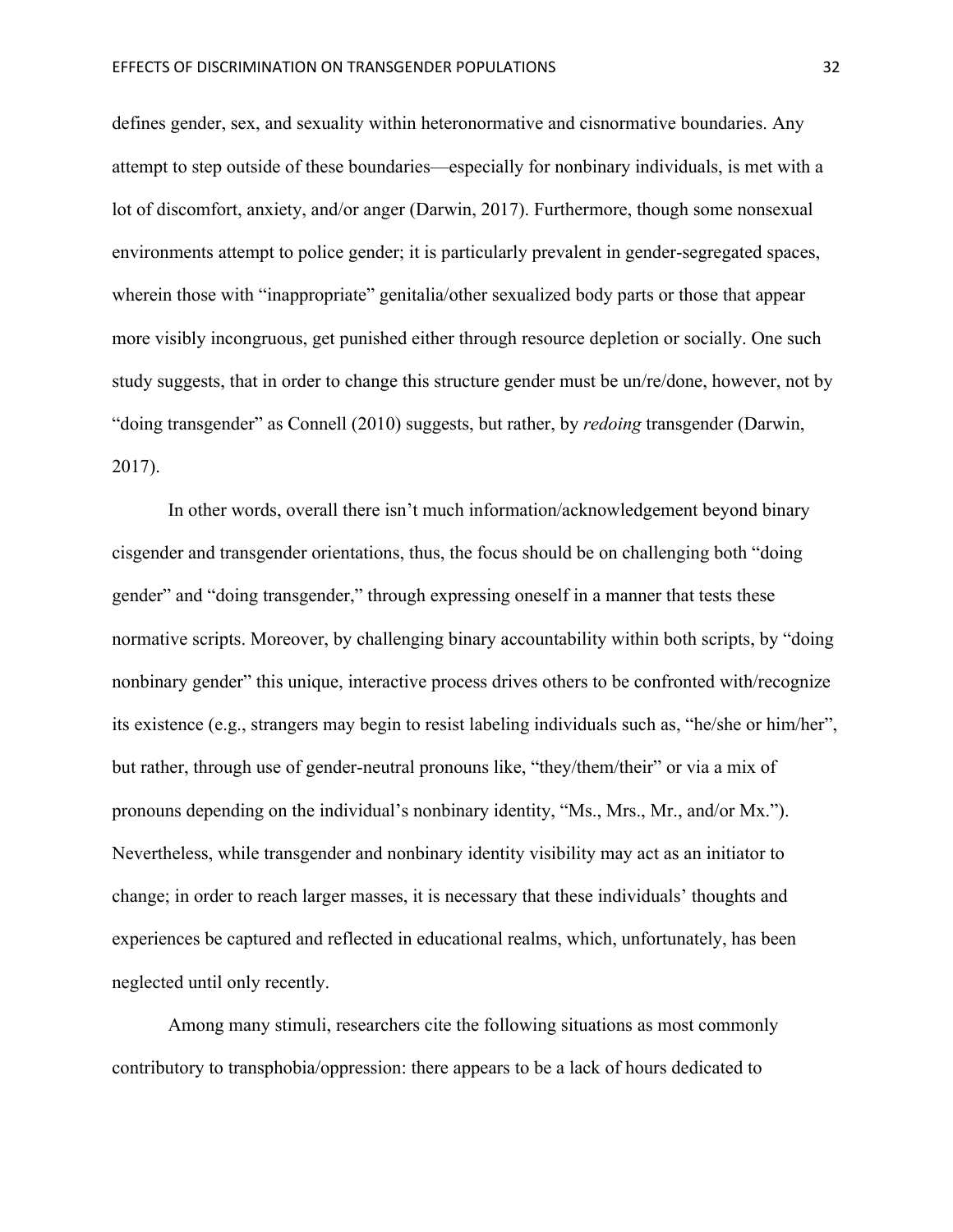defines gender, sex, and sexuality within heteronormative and cisnormative boundaries. Any attempt to step outside of these boundaries—especially for nonbinary individuals, is met with a lot of discomfort, anxiety, and/or anger (Darwin, 2017). Furthermore, though some nonsexual environments attempt to police gender; it is particularly prevalent in gender-segregated spaces, wherein those with "inappropriate" genitalia/other sexualized body parts or those that appear more visibly incongruous, get punished either through resource depletion or socially. One such study suggests, that in order to change this structure gender must be un/re/done, however, not by "doing transgender" as Connell (2010) suggests, but rather, by *redoing* transgender (Darwin, 2017).

In other words, overall there isn't much information/acknowledgement beyond binary cisgender and transgender orientations, thus, the focus should be on challenging both "doing gender" and "doing transgender," through expressing oneself in a manner that tests these normative scripts. Moreover, by challenging binary accountability within both scripts, by "doing nonbinary gender" this unique, interactive process drives others to be confronted with/recognize its existence (e.g., strangers may begin to resist labeling individuals such as, "he/she or him/her", but rather, through use of gender-neutral pronouns like, "they/them/their" or via a mix of pronouns depending on the individual's nonbinary identity, "Ms., Mrs., Mr., and/or Mx."). Nevertheless, while transgender and nonbinary identity visibility may act as an initiator to change; in order to reach larger masses, it is necessary that these individuals' thoughts and experiences be captured and reflected in educational realms, which, unfortunately, has been neglected until only recently.

Among many stimuli, researchers cite the following situations as most commonly contributory to transphobia/oppression: there appears to be a lack of hours dedicated to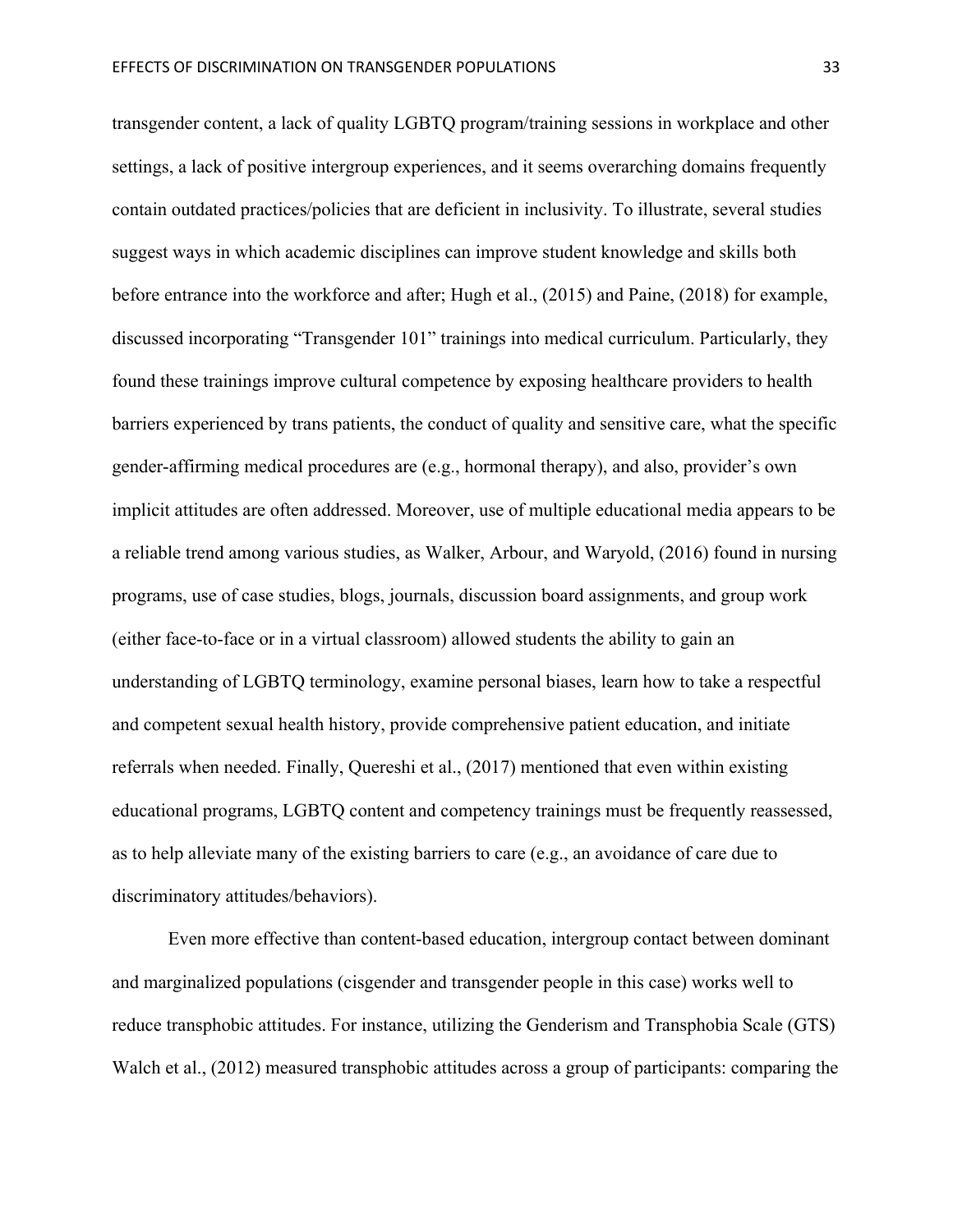transgender content, a lack of quality LGBTQ program/training sessions in workplace and other settings, a lack of positive intergroup experiences, and it seems overarching domains frequently contain outdated practices/policies that are deficient in inclusivity. To illustrate, several studies suggest ways in which academic disciplines can improve student knowledge and skills both before entrance into the workforce and after; Hugh et al., (2015) and Paine, (2018) for example, discussed incorporating "Transgender 101" trainings into medical curriculum. Particularly, they found these trainings improve cultural competence by exposing healthcare providers to health barriers experienced by trans patients, the conduct of quality and sensitive care, what the specific gender-affirming medical procedures are (e.g., hormonal therapy), and also, provider's own implicit attitudes are often addressed. Moreover, use of multiple educational media appears to be a reliable trend among various studies, as Walker, Arbour, and Waryold, (2016) found in nursing programs, use of case studies, blogs, journals, discussion board assignments, and group work (either face-to-face or in a virtual classroom) allowed students the ability to gain an understanding of LGBTQ terminology, examine personal biases, learn how to take a respectful and competent sexual health history, provide comprehensive patient education, and initiate referrals when needed. Finally, Quereshi et al., (2017) mentioned that even within existing educational programs, LGBTQ content and competency trainings must be frequently reassessed, as to help alleviate many of the existing barriers to care (e.g., an avoidance of care due to discriminatory attitudes/behaviors).

Even more effective than content-based education, intergroup contact between dominant and marginalized populations (cisgender and transgender people in this case) works well to reduce transphobic attitudes. For instance, utilizing the Genderism and Transphobia Scale (GTS) Walch et al., (2012) measured transphobic attitudes across a group of participants: comparing the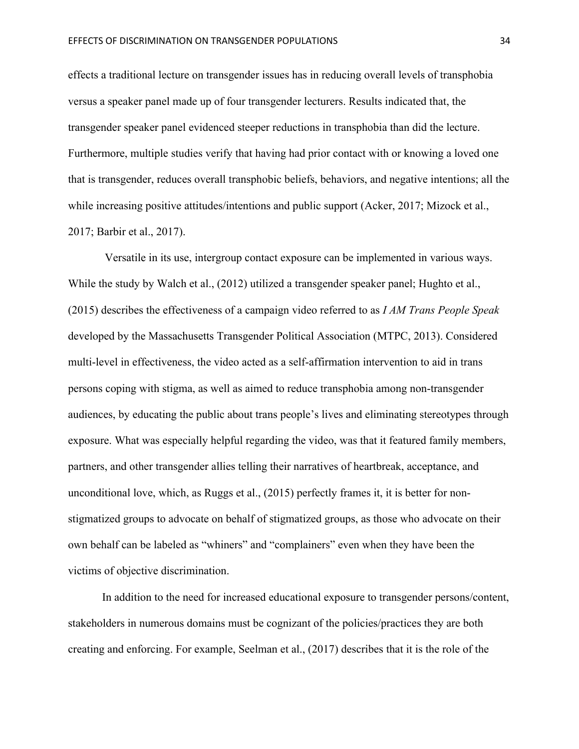effects a traditional lecture on transgender issues has in reducing overall levels of transphobia versus a speaker panel made up of four transgender lecturers. Results indicated that, the transgender speaker panel evidenced steeper reductions in transphobia than did the lecture. Furthermore, multiple studies verify that having had prior contact with or knowing a loved one that is transgender, reduces overall transphobic beliefs, behaviors, and negative intentions; all the while increasing positive attitudes/intentions and public support (Acker, 2017; Mizock et al., 2017; Barbir et al., 2017).

Versatile in its use, intergroup contact exposure can be implemented in various ways. While the study by Walch et al., (2012) utilized a transgender speaker panel; Hughto et al., (2015) describes the effectiveness of a campaign video referred to as *I AM Trans People Speak* developed by the Massachusetts Transgender Political Association (MTPC, 2013). Considered multi-level in effectiveness, the video acted as a self-affirmation intervention to aid in trans persons coping with stigma, as well as aimed to reduce transphobia among non-transgender audiences, by educating the public about trans people's lives and eliminating stereotypes through exposure. What was especially helpful regarding the video, was that it featured family members, partners, and other transgender allies telling their narratives of heartbreak, acceptance, and unconditional love, which, as Ruggs et al., (2015) perfectly frames it, it is better for non-stigmatized groups to advocate on behalf of stigmatized groups, as those who advocate on their own behalf can be labeled as "whiners" and "complainers" even when they have been the victims of objective discrimination.

In addition to the need for increased educational exposure to transgender persons/content, stakeholders in numerous domains must be cognizant of the policies/practices they are both creating and enforcing. For example, Seelman et al., (2017) describes that it is the role of the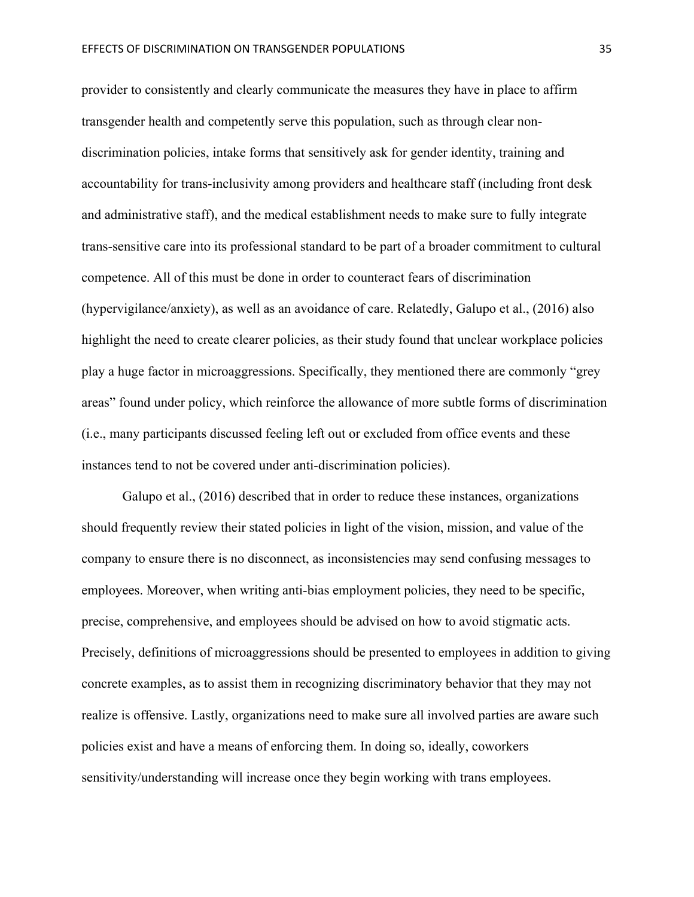provider to consistently and clearly communicate the measures they have in place to affirm transgender health and competently serve this population, such as through clear non-discrimination policies, intake forms that sensitively ask for gender identity, training and accountability for trans-inclusivity among providers and healthcare staff (including front desk and administrative staff), and the medical establishment needs to make sure to fully integrate trans-sensitive care into its professional standard to be part of a broader commitment to cultural competence. All of this must be done in order to counteract fears of discrimination (hypervigilance/anxiety), as well as an avoidance of care. Relatedly, Galupo et al., (2016) also highlight the need to create clearer policies, as their study found that unclear workplace policies play a huge factor in microaggressions. Specifically, they mentioned there are commonly "grey areas" found under policy, which reinforce the allowance of more subtle forms of discrimination (i.e., many participants discussed feeling left out or excluded from office events and these instances tend to not be covered under anti-discrimination policies).

Galupo et al., (2016) described that in order to reduce these instances, organizations should frequently review their stated policies in light of the vision, mission, and value of the company to ensure there is no disconnect, as inconsistencies may send confusing messages to employees. Moreover, when writing anti-bias employment policies, they need to be specific, precise, comprehensive, and employees should be advised on how to avoid stigmatic acts. Precisely, definitions of microaggressions should be presented to employees in addition to giving concrete examples, as to assist them in recognizing discriminatory behavior that they may not realize is offensive. Lastly, organizations need to make sure all involved parties are aware such policies exist and have a means of enforcing them. In doing so, ideally, coworkers sensitivity/understanding will increase once they begin working with trans employees.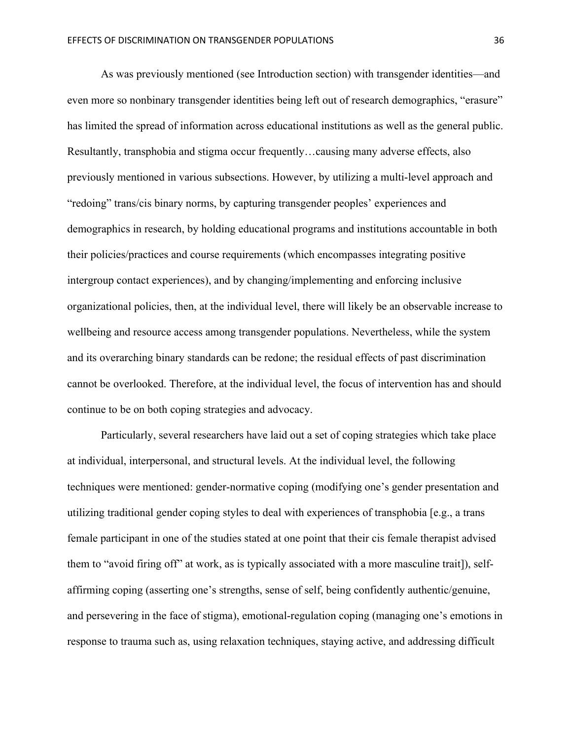As was previously mentioned (see Introduction section) with transgender identities—and even more so nonbinary transgender identities being left out of research demographics, "erasure" has limited the spread of information across educational institutions as well as the general public. Resultantly, transphobia and stigma occur frequently…causing many adverse effects, also previously mentioned in various subsections. However, by utilizing a multi-level approach and "redoing" trans/cis binary norms, by capturing transgender peoples' experiences and demographics in research, by holding educational programs and institutions accountable in both their policies/practices and course requirements (which encompasses integrating positive intergroup contact experiences), and by changing/implementing and enforcing inclusive organizational policies, then, at the individual level, there will likely be an observable increase to wellbeing and resource access among transgender populations. Nevertheless, while the system and its overarching binary standards can be redone; the residual effects of past discrimination cannot be overlooked. Therefore, at the individual level, the focus of intervention has and should continue to be on both coping strategies and advocacy.

Particularly, several researchers have laid out a set of coping strategies which take place at individual, interpersonal, and structural levels. At the individual level, the following techniques were mentioned: gender-normative coping (modifying one's gender presentation and utilizing traditional gender coping styles to deal with experiences of transphobia [e.g., a trans female participant in one of the studies stated at one point that their cis female therapist advised them to "avoid firing off" at work, as is typically associated with a more masculine trait]), self-affirming coping (asserting one's strengths, sense of self, being confidently authentic/genuine, and persevering in the face of stigma), emotional-regulation coping (managing one's emotions in response to trauma such as, using relaxation techniques, staying active, and addressing difficult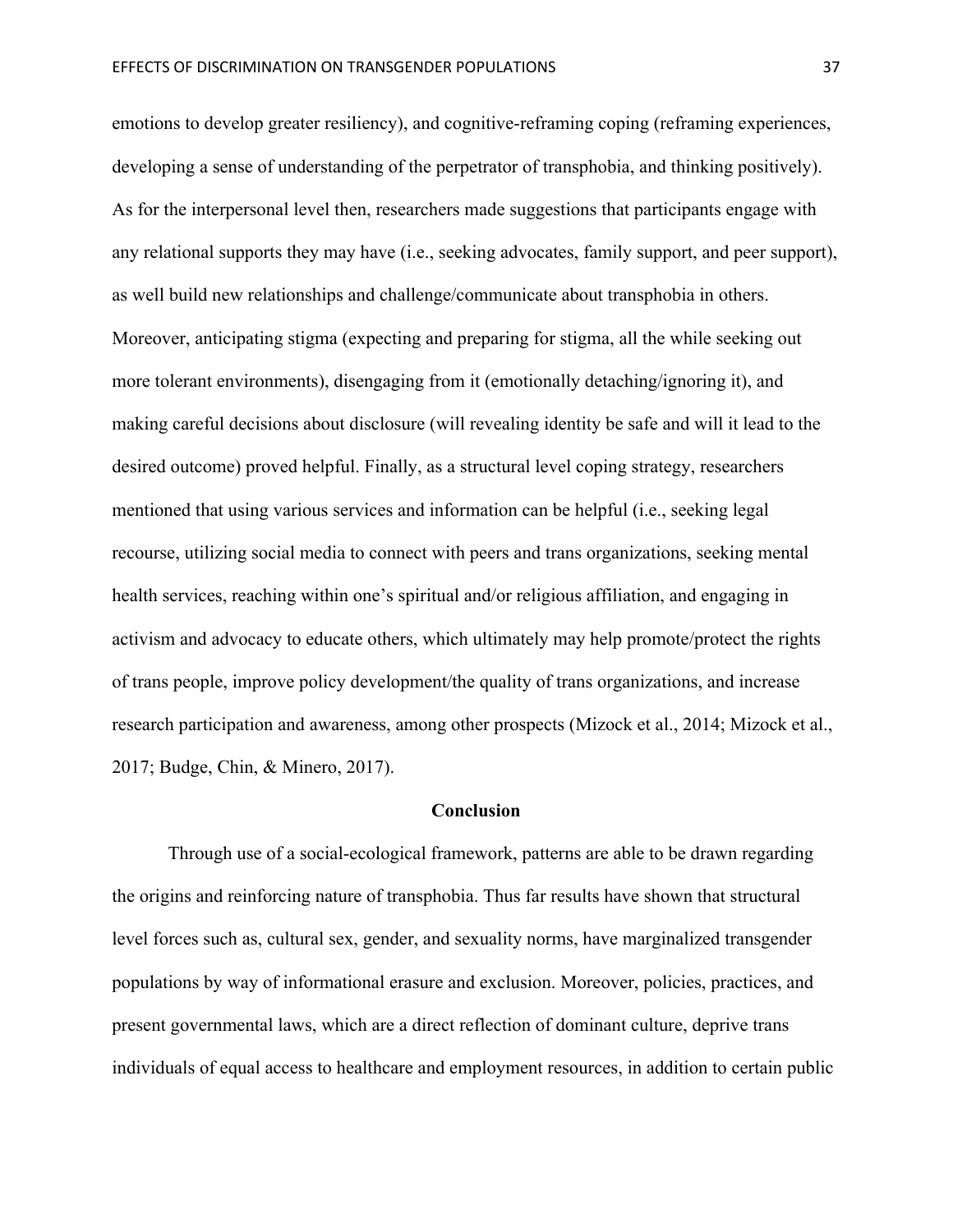emotions to develop greater resiliency), and cognitive-reframing coping (reframing experiences, developing a sense of understanding of the perpetrator of transphobia, and thinking positively). As for the interpersonal level then, researchers made suggestions that participants engage with any relational supports they may have (i.e., seeking advocates, family support, and peer support), as well build new relationships and challenge/communicate about transphobia in others. Moreover, anticipating stigma (expecting and preparing for stigma, all the while seeking out more tolerant environments), disengaging from it (emotionally detaching/ignoring it), and making careful decisions about disclosure (will revealing identity be safe and will it lead to the desired outcome) proved helpful. Finally, as a structural level coping strategy, researchers mentioned that using various services and information can be helpful (i.e., seeking legal recourse, utilizing social media to connect with peers and trans organizations, seeking mental health services, reaching within one's spiritual and/or religious affiliation, and engaging in activism and advocacy to educate others, which ultimately may help promote/protect the rights of trans people, improve policy development/the quality of trans organizations, and increase research participation and awareness, among other prospects (Mizock et al., 2014; Mizock et al., 2017; Budge, Chin, & Minero, 2017).

## Conclusion

Through use of a social-ecological framework, patterns are able to be drawn regarding the origins and reinforcing nature of transphobia. Thus far results have shown that structural level forces such as, cultural sex, gender, and sexuality norms, have marginalized transgender populations by way of informational erasure and exclusion. Moreover, policies, practices, and present governmental laws, which are a direct reflection of dominant culture, deprive trans individuals of equal access to healthcare and employment resources, in addition to certain public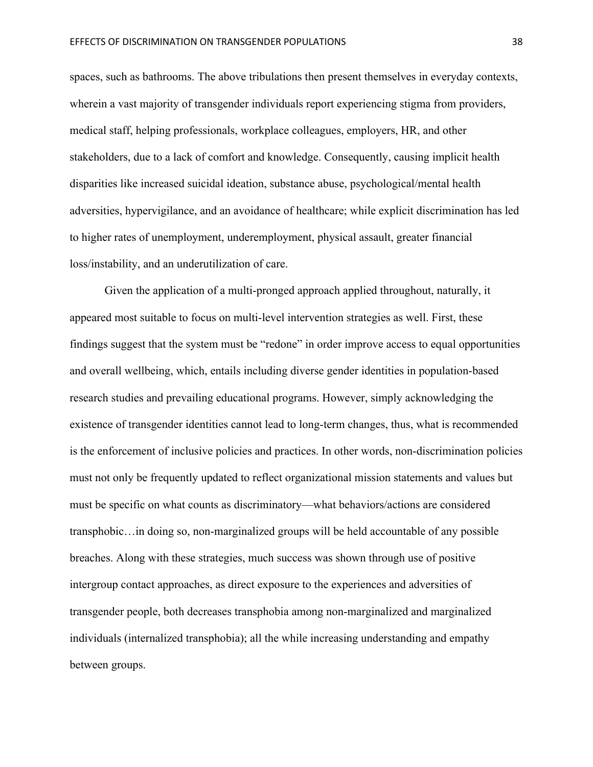spaces, such as bathrooms. The above tribulations then present themselves in everyday contexts, wherein a vast majority of transgender individuals report experiencing stigma from providers, medical staff, helping professionals, workplace colleagues, employers, HR, and other stakeholders, due to a lack of comfort and knowledge. Consequently, causing implicit health disparities like increased suicidal ideation, substance abuse, psychological/mental health adversities, hypervigilance, and an avoidance of healthcare; while explicit discrimination has led to higher rates of unemployment, underemployment, physical assault, greater financial loss/instability, and an underutilization of care.

Given the application of a multi-pronged approach applied throughout, naturally, it appeared most suitable to focus on multi-level intervention strategies as well. First, these findings suggest that the system must be "redone" in order improve access to equal opportunities and overall wellbeing, which, entails including diverse gender identities in population-based research studies and prevailing educational programs. However, simply acknowledging the existence of transgender identities cannot lead to long-term changes, thus, what is recommended is the enforcement of inclusive policies and practices. In other words, non-discrimination policies must not only be frequently updated to reflect organizational mission statements and values but must be specific on what counts as discriminatory—what behaviors/actions are considered transphobic…in doing so, non-marginalized groups will be held accountable of any possible breaches. Along with these strategies, much success was shown through use of positive intergroup contact approaches, as direct exposure to the experiences and adversities of transgender people, both decreases transphobia among non-marginalized and marginalized individuals (internalized transphobia); all the while increasing understanding and empathy between groups.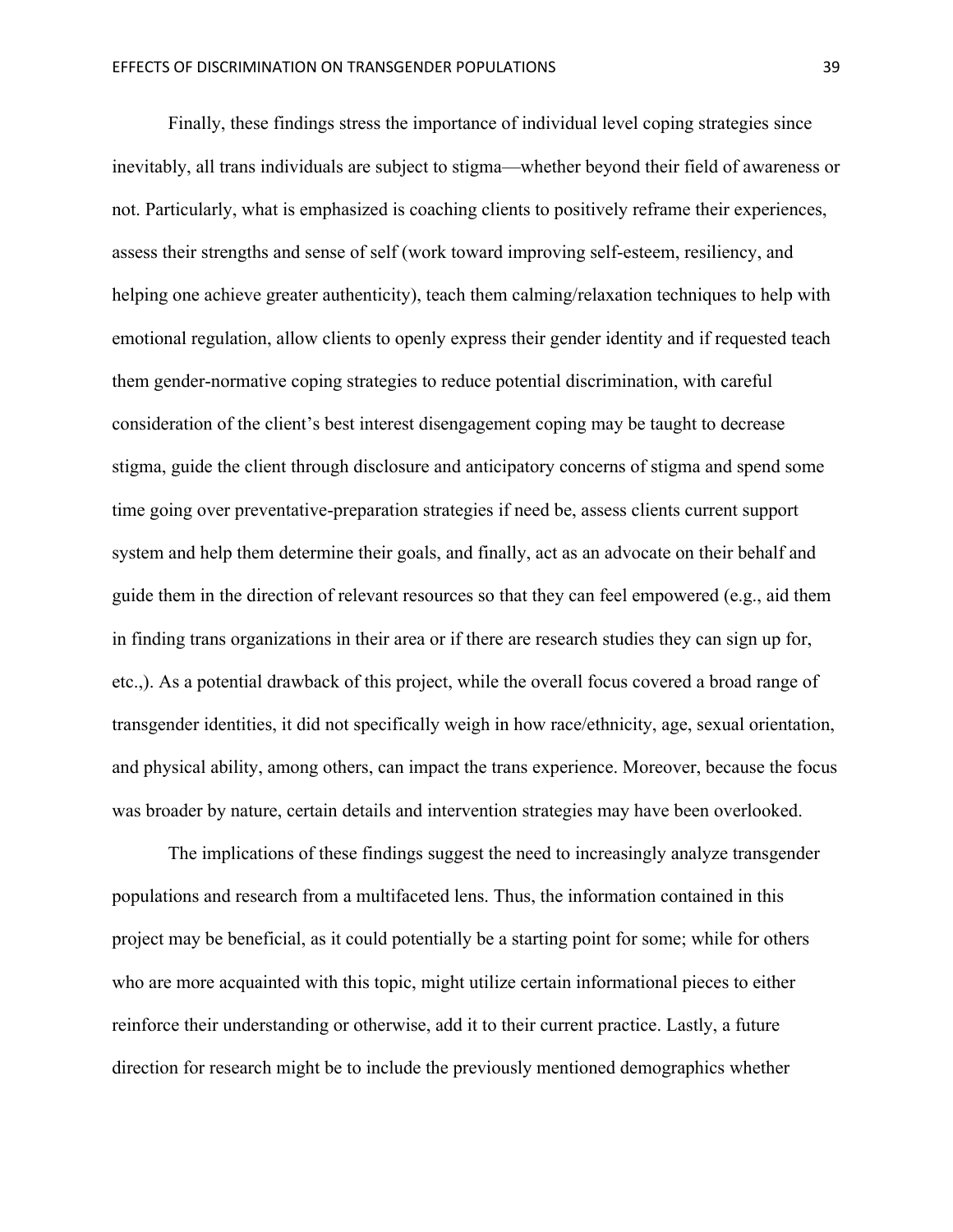Finally, these findings stress the importance of individual level coping strategies since inevitably, all trans individuals are subject to stigma—whether beyond their field of awareness or not. Particularly, what is emphasized is coaching clients to positively reframe their experiences, assess their strengths and sense of self (work toward improving self-esteem, resiliency, and helping one achieve greater authenticity), teach them calming/relaxation techniques to help with emotional regulation, allow clients to openly express their gender identity and if requested teach them gender-normative coping strategies to reduce potential discrimination, with careful consideration of the client's best interest disengagement coping may be taught to decrease stigma, guide the client through disclosure and anticipatory concerns of stigma and spend some time going over preventative-preparation strategies if need be, assess clients current support system and help them determine their goals, and finally, act as an advocate on their behalf and guide them in the direction of relevant resources so that they can feel empowered (e.g., aid them in finding trans organizations in their area or if there are research studies they can sign up for, etc.,). As a potential drawback of this project, while the overall focus covered a broad range of transgender identities, it did not specifically weigh in how race/ethnicity, age, sexual orientation, and physical ability, among others, can impact the trans experience. Moreover, because the focus was broader by nature, certain details and intervention strategies may have been overlooked.

The implications of these findings suggest the need to increasingly analyze transgender populations and research from a multifaceted lens. Thus, the information contained in this project may be beneficial, as it could potentially be a starting point for some; while for others who are more acquainted with this topic, might utilize certain informational pieces to either reinforce their understanding or otherwise, add it to their current practice. Lastly, a future direction for research might be to include the previously mentioned demographics whether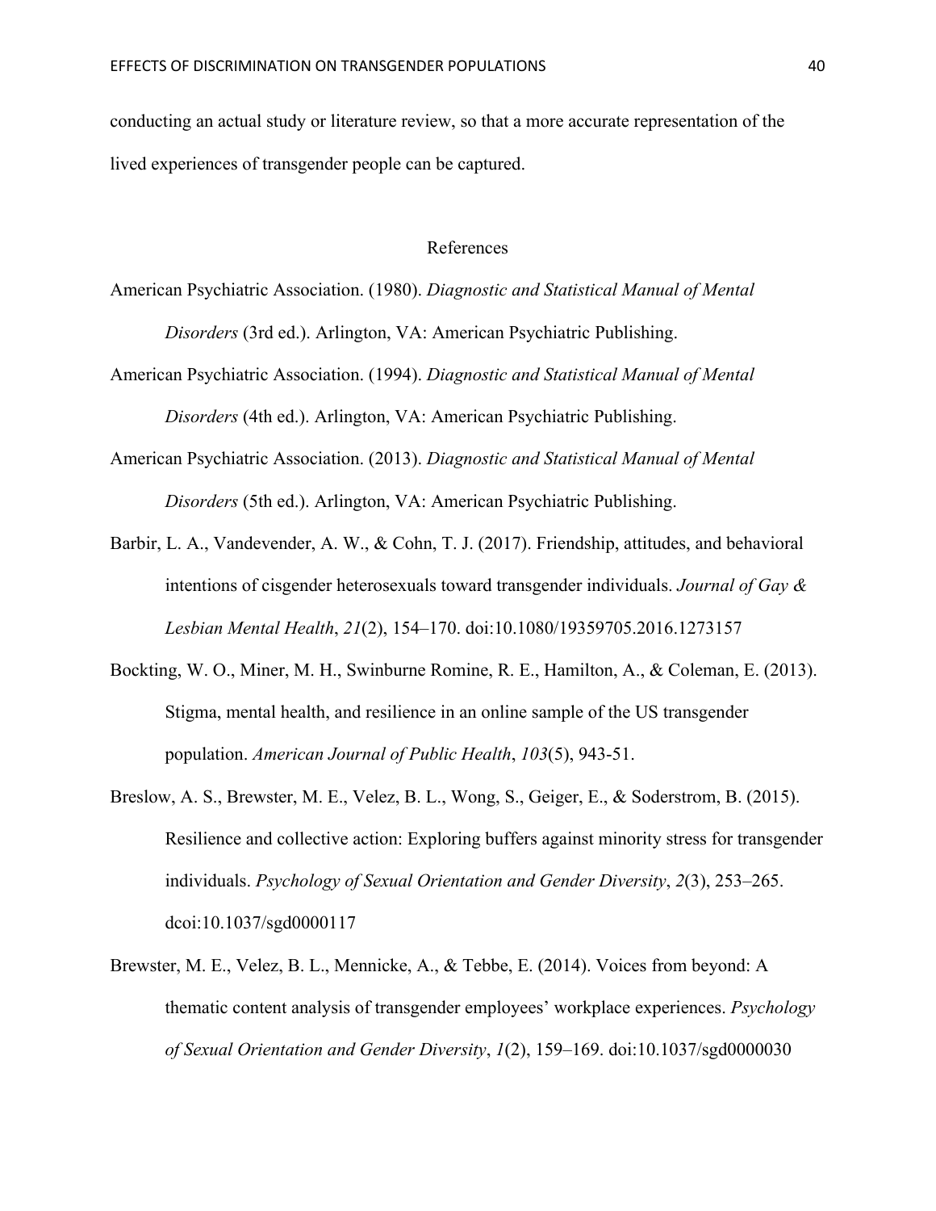conducting an actual study or literature review, so that a more accurate representation of the lived experiences of transgender people can be captured.

## References

American Psychiatric Association. (1980). *Diagnostic and Statistical Manual of Mental Disorders* (3rd ed.). Arlington, VA: American Psychiatric Publishing.

American Psychiatric Association. (1994). *Diagnostic and Statistical Manual of Mental Disorders* (4th ed.). Arlington, VA: American Psychiatric Publishing.

American Psychiatric Association. (2013). *Diagnostic and Statistical Manual of Mental Disorders* (5th ed.). Arlington, VA: American Psychiatric Publishing.

Barbir, L. A., Vandevender, A. W., & Cohn, T. J. (2017). Friendship, attitudes, and behavioral intentions of cisgender heterosexuals toward transgender individuals. *Journal of Gay & Lesbian Mental Health*, *21*(2), 154–170. doi:10.1080/19359705.2016.1273157

Bockting, W. O., Miner, M. H., Swinburne Romine, R. E., Hamilton, A., & Coleman, E. (2013). Stigma, mental health, and resilience in an online sample of the US transgender population. *American Journal of Public Health*, *103*(5), 943-51.

Breslow, A. S., Brewster, M. E., Velez, B. L., Wong, S., Geiger, E., & Soderstrom, B. (2015). Resilience and collective action: Exploring buffers against minority stress for transgender individuals. *Psychology of Sexual Orientation and Gender Diversity*, *2*(3), 253–265. dcoi:10.1037/sgd0000117

Brewster, M. E., Velez, B. L., Mennicke, A., & Tebbe, E. (2014). Voices from beyond: A thematic content analysis of transgender employees' workplace experiences. *Psychology of Sexual Orientation and Gender Diversity*, *1*(2), 159–169. doi:10.1037/sgd0000030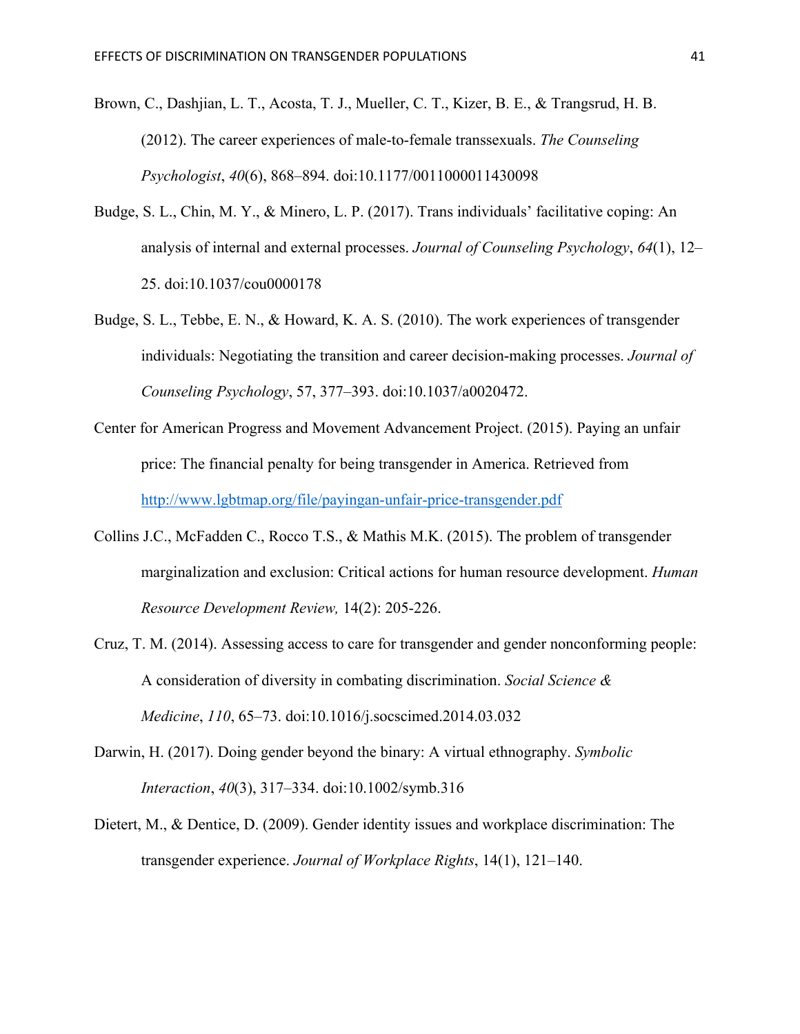Brown, C., Dashjian, L. T., Acosta, T. J., Mueller, C. T., Kizer, B. E., & Trangsrud, H. B. (2012). The career experiences of male-to-female transsexuals. *The Counseling Psychologist*, *40*(6), 868–894. doi:10.1177/0011000011430098

Budge, S. L., Chin, M. Y., & Minero, L. P. (2017). Trans individuals' facilitative coping: An analysis of internal and external processes. *Journal of Counseling Psychology*, *64*(1), 12–25. doi:10.1037/cou0000178

Budge, S. L., Tebbe, E. N., & Howard, K. A. S. (2010). The work experiences of transgender individuals: Negotiating the transition and career decision-making processes. *Journal of Counseling Psychology*, 57, 377–393. doi:10.1037/a0020472.

Center for American Progress and Movement Advancement Project. (2015). Paying an unfair price: The financial penalty for being transgender in America. Retrieved from http://www.lgbtmap.org/file/payingan-unfair-price-transgender.pdf

Collins J.C., McFadden C., Rocco T.S., & Mathis M.K. (2015). The problem of transgender marginalization and exclusion: Critical actions for human resource development. *Human Resource Development Review,* 14(2): 205-226.

Cruz, T. M. (2014). Assessing access to care for transgender and gender nonconforming people: A consideration of diversity in combating discrimination. *Social Science & Medicine*, *110*, 65–73. doi:10.1016/j.socscimed.2014.03.032

Darwin, H. (2017). Doing gender beyond the binary: A virtual ethnography. *Symbolic Interaction*, *40*(3), 317–334. doi:10.1002/symb.316

Dietert, M., & Dentice, D. (2009). Gender identity issues and workplace discrimination: The transgender experience. *Journal of Workplace Rights*, 14(1), 121–140.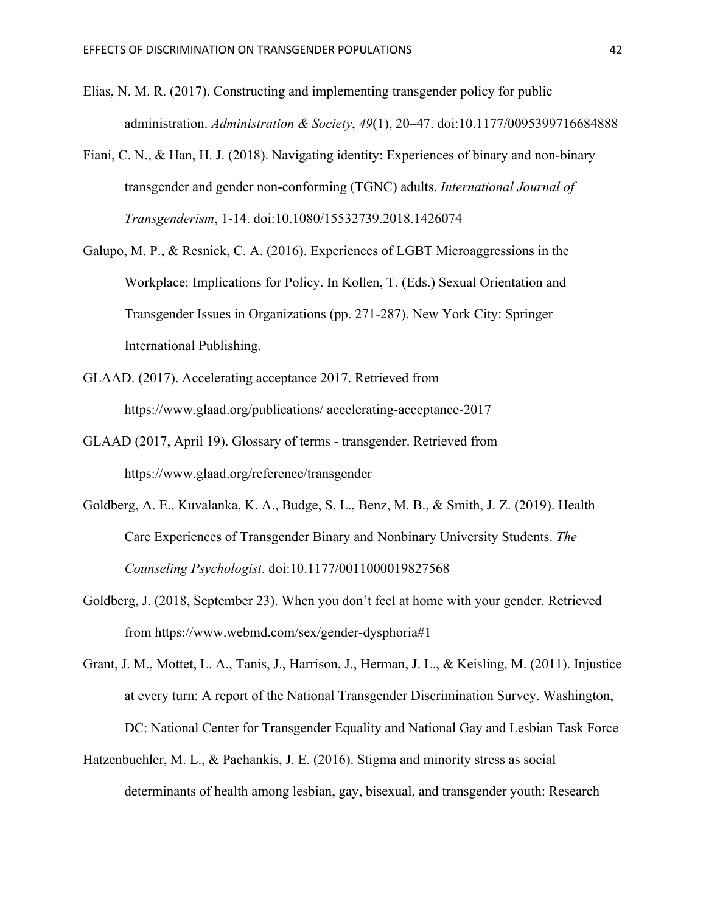Elias, N. M. R. (2017). Constructing and implementing transgender policy for public administration. *Administration & Society*, *49*(1), 20–47. doi:10.1177/0095399716684888

Fiani, C. N., & Han, H. J. (2018). Navigating identity: Experiences of binary and non-binary transgender and gender non-conforming (TGNC) adults. *International Journal of Transgenderism*, 1-14. doi:10.1080/15532739.2018.1426074

Galupo, M. P., & Resnick, C. A. (2016). Experiences of LGBT Microaggressions in the Workplace: Implications for Policy. In Kollen, T. (Eds.) Sexual Orientation and Transgender Issues in Organizations (pp. 271-287). New York City: Springer International Publishing.

GLAAD. (2017). Accelerating acceptance 2017. Retrieved from https://www.glaad.org/publications/ accelerating-acceptance-2017

GLAAD (2017, April 19). Glossary of terms - transgender. Retrieved from https://www.glaad.org/reference/transgender

Goldberg, A. E., Kuvalanka, K. A., Budge, S. L., Benz, M. B., & Smith, J. Z. (2019). Health Care Experiences of Transgender Binary and Nonbinary University Students. *The Counseling Psychologist*. doi:10.1177/0011000019827568

Goldberg, J. (2018, September 23). When you don't feel at home with your gender. Retrieved from https://www.webmd.com/sex/gender-dysphoria#1

Grant, J. M., Mottet, L. A., Tanis, J., Harrison, J., Herman, J. L., & Keisling, M. (2011). Injustice at every turn: A report of the National Transgender Discrimination Survey. Washington, DC: National Center for Transgender Equality and National Gay and Lesbian Task Force

Hatzenbuehler, M. L., & Pachankis, J. E. (2016). Stigma and minority stress as social determinants of health among lesbian, gay, bisexual, and transgender youth: Research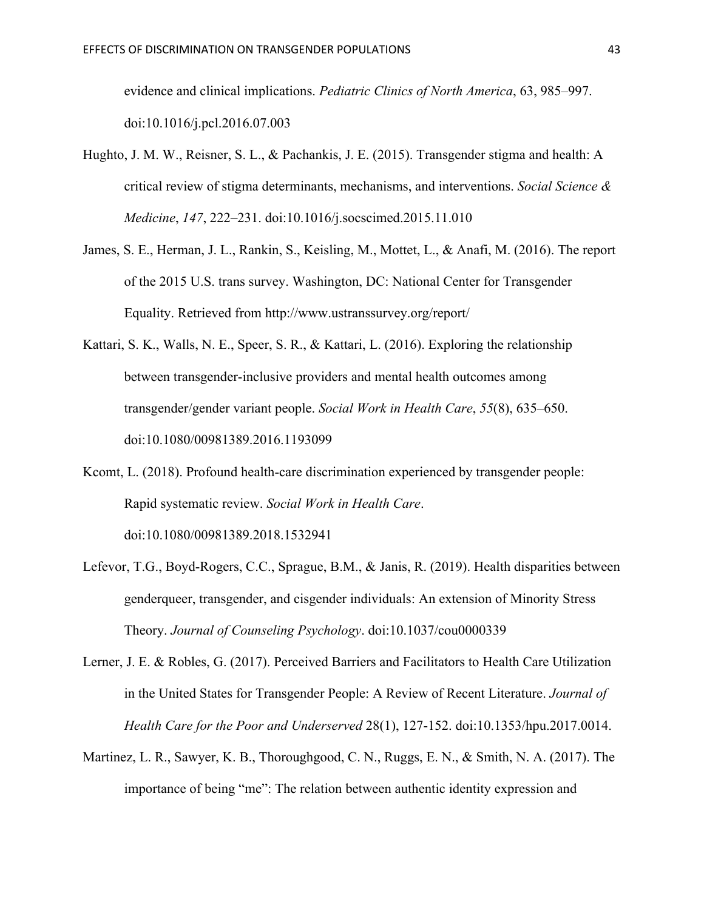evidence and clinical implications. *Pediatric Clinics of North America*, 63, 985–997. doi:10.1016/j.pcl.2016.07.003

Hughto, J. M. W., Reisner, S. L., & Pachankis, J. E. (2015). Transgender stigma and health: A critical review of stigma determinants, mechanisms, and interventions. *Social Science & Medicine*, *147*, 222–231. doi:10.1016/j.socscimed.2015.11.010

James, S. E., Herman, J. L., Rankin, S., Keisling, M., Mottet, L., & Anafi, M. (2016). The report of the 2015 U.S. trans survey. Washington, DC: National Center for Transgender Equality. Retrieved from http://www.ustranssurvey.org/report/

Kattari, S. K., Walls, N. E., Speer, S. R., & Kattari, L. (2016). Exploring the relationship between transgender-inclusive providers and mental health outcomes among transgender/gender variant people. *Social Work in Health Care*, *55*(8), 635–650. doi:10.1080/00981389.2016.1193099

Kcomt, L. (2018). Profound health-care discrimination experienced by transgender people: Rapid systematic review. *Social Work in Health Care*. doi:10.1080/00981389.2018.1532941

Lefevor, T.G., Boyd-Rogers, C.C., Sprague, B.M., & Janis, R. (2019). Health disparities between genderqueer, transgender, and cisgender individuals: An extension of Minority Stress Theory. *Journal of Counseling Psychology*. doi:10.1037/cou0000339

Lerner, J. E. & Robles, G. (2017). Perceived Barriers and Facilitators to Health Care Utilization in the United States for Transgender People: A Review of Recent Literature. *Journal of Health Care for the Poor and Underserved* 28(1), 127-152. doi:10.1353/hpu.2017.0014.

Martinez, L. R., Sawyer, K. B., Thoroughgood, C. N., Ruggs, E. N., & Smith, N. A. (2017). The importance of being "me": The relation between authentic identity expression and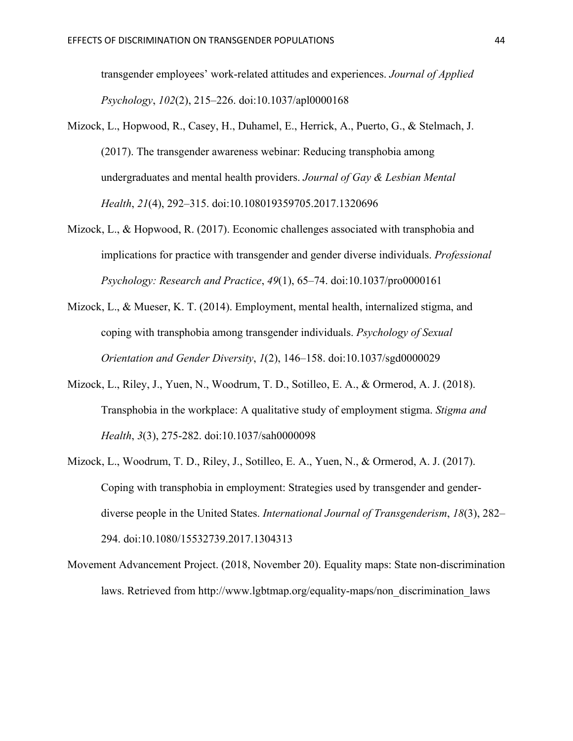transgender employees' work-related attitudes and experiences. *Journal of Applied Psychology*, *102*(2), 215–226. doi:10.1037/apl0000168

Mizock, L., Hopwood, R., Casey, H., Duhamel, E., Herrick, A., Puerto, G., & Stelmach, J. (2017). The transgender awareness webinar: Reducing transphobia among undergraduates and mental health providers. *Journal of Gay & Lesbian Mental Health*, *21*(4), 292–315. doi:10.108019359705.2017.1320696

Mizock, L., & Hopwood, R. (2017). Economic challenges associated with transphobia and implications for practice with transgender and gender diverse individuals. *Professional Psychology: Research and Practice*, *49*(1), 65–74. doi:10.1037/pro0000161

Mizock, L., & Mueser, K. T. (2014). Employment, mental health, internalized stigma, and coping with transphobia among transgender individuals. *Psychology of Sexual Orientation and Gender Diversity*, *1*(2), 146–158. doi:10.1037/sgd0000029

Mizock, L., Riley, J., Yuen, N., Woodrum, T. D., Sotilleo, E. A., & Ormerod, A. J. (2018). Transphobia in the workplace: A qualitative study of employment stigma. *Stigma and Health*, *3*(3), 275-282. doi:10.1037/sah0000098

Mizock, L., Woodrum, T. D., Riley, J., Sotilleo, E. A., Yuen, N., & Ormerod, A. J. (2017). Coping with transphobia in employment: Strategies used by transgender and gender-diverse people in the United States. *International Journal of Transgenderism*, *18*(3), 282–294. doi:10.1080/15532739.2017.1304313

Movement Advancement Project. (2018, November 20). Equality maps: State non-discrimination laws. Retrieved from http://www.lgbtmap.org/equality-maps/non_discrimination_laws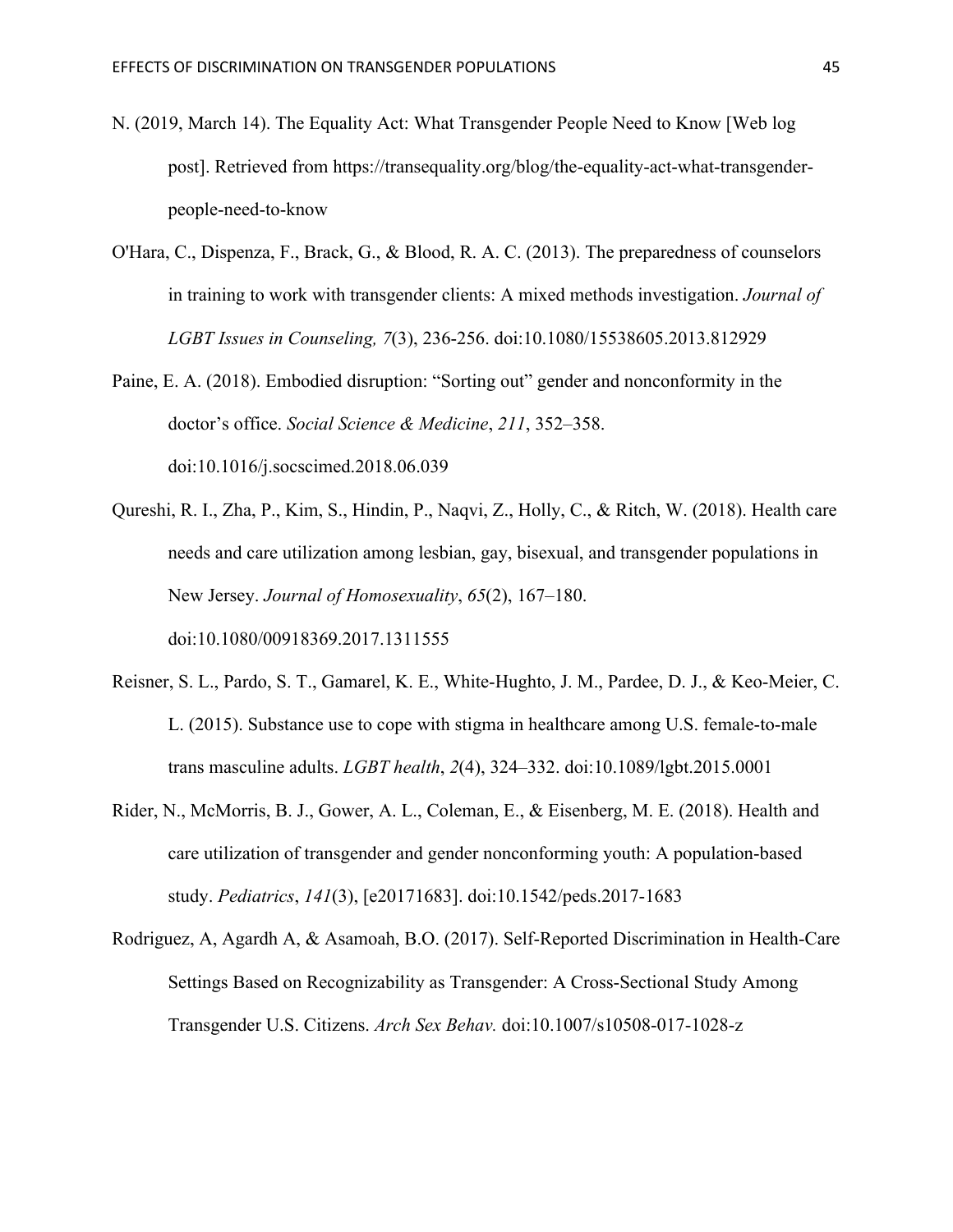N. (2019, March 14). The Equality Act: What Transgender People Need to Know [Web log post]. Retrieved from https://transequality.org/blog/the-equality-act-what-transgender-people-need-to-know

O'Hara, C., Dispenza, F., Brack, G., & Blood, R. A. C. (2013). The preparedness of counselors in training to work with transgender clients: A mixed methods investigation. *Journal of LGBT Issues in Counseling, 7*(3), 236-256. doi:10.1080/15538605.2013.812929

Paine, E. A. (2018). Embodied disruption: "Sorting out" gender and nonconformity in the doctor's office. *Social Science & Medicine*, *211*, 352–358. doi:10.1016/j.socscimed.2018.06.039

Qureshi, R. I., Zha, P., Kim, S., Hindin, P., Naqvi, Z., Holly, C., & Ritch, W. (2018). Health care needs and care utilization among lesbian, gay, bisexual, and transgender populations in New Jersey. *Journal of Homosexuality*, *65*(2), 167–180. doi:10.1080/00918369.2017.1311555

Reisner, S. L., Pardo, S. T., Gamarel, K. E., White-Hughto, J. M., Pardee, D. J., & Keo-Meier, C. L. (2015). Substance use to cope with stigma in healthcare among U.S. female-to-male trans masculine adults. *LGBT health*, *2*(4), 324–332. doi:10.1089/lgbt.2015.0001

Rider, N., McMorris, B. J., Gower, A. L., Coleman, E., & Eisenberg, M. E. (2018). Health and care utilization of transgender and gender nonconforming youth: A population-based study. *Pediatrics*, *141*(3), [e20171683]. doi:10.1542/peds.2017-1683

Rodriguez, A, Agardh A, & Asamoah, B.O. (2017). Self-Reported Discrimination in Health-Care Settings Based on Recognizability as Transgender: A Cross-Sectional Study Among Transgender U.S. Citizens. *Arch Sex Behav.* doi:10.1007/s10508-017-1028-z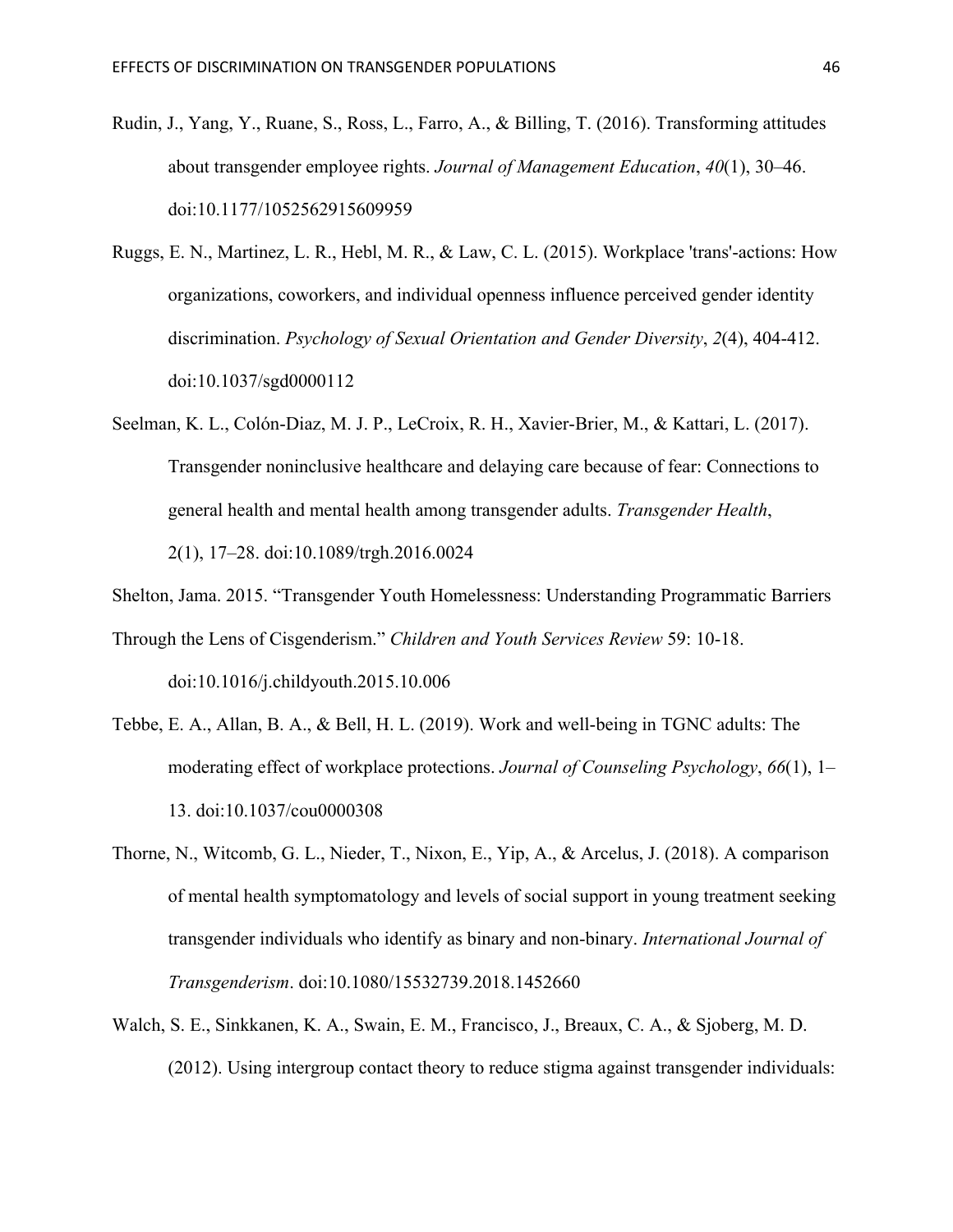Rudin, J., Yang, Y., Ruane, S., Ross, L., Farro, A., & Billing, T. (2016). Transforming attitudes about transgender employee rights. *Journal of Management Education*, *40*(1), 30–46. doi:10.1177/1052562915609959

Ruggs, E. N., Martinez, L. R., Hebl, M. R., & Law, C. L. (2015). Workplace 'trans'-actions: How organizations, coworkers, and individual openness influence perceived gender identity discrimination. *Psychology of Sexual Orientation and Gender Diversity*, *2*(4), 404-412. doi:10.1037/sgd0000112

Seelman, K. L., Colón-Diaz, M. J. P., LeCroix, R. H., Xavier-Brier, M., & Kattari, L. (2017). Transgender noninclusive healthcare and delaying care because of fear: Connections to general health and mental health among transgender adults. *Transgender Health*, 2(1), 17–28. doi:10.1089/trgh.2016.0024

Shelton, Jama. 2015. "Transgender Youth Homelessness: Understanding Programmatic Barriers Through the Lens of Cisgenderism." *Children and Youth Services Review* 59: 10-18. doi:10.1016/j.childyouth.2015.10.006

Tebbe, E. A., Allan, B. A., & Bell, H. L. (2019). Work and well-being in TGNC adults: The moderating effect of workplace protections. *Journal of Counseling Psychology*, *66*(1), 1–13. doi:10.1037/cou0000308

Thorne, N., Witcomb, G. L., Nieder, T., Nixon, E., Yip, A., & Arcelus, J. (2018). A comparison of mental health symptomatology and levels of social support in young treatment seeking transgender individuals who identify as binary and non-binary. *International Journal of Transgenderism*. doi:10.1080/15532739.2018.1452660

Walch, S. E., Sinkkanen, K. A., Swain, E. M., Francisco, J., Breaux, C. A., & Sjoberg, M. D. (2012). Using intergroup contact theory to reduce stigma against transgender individuals: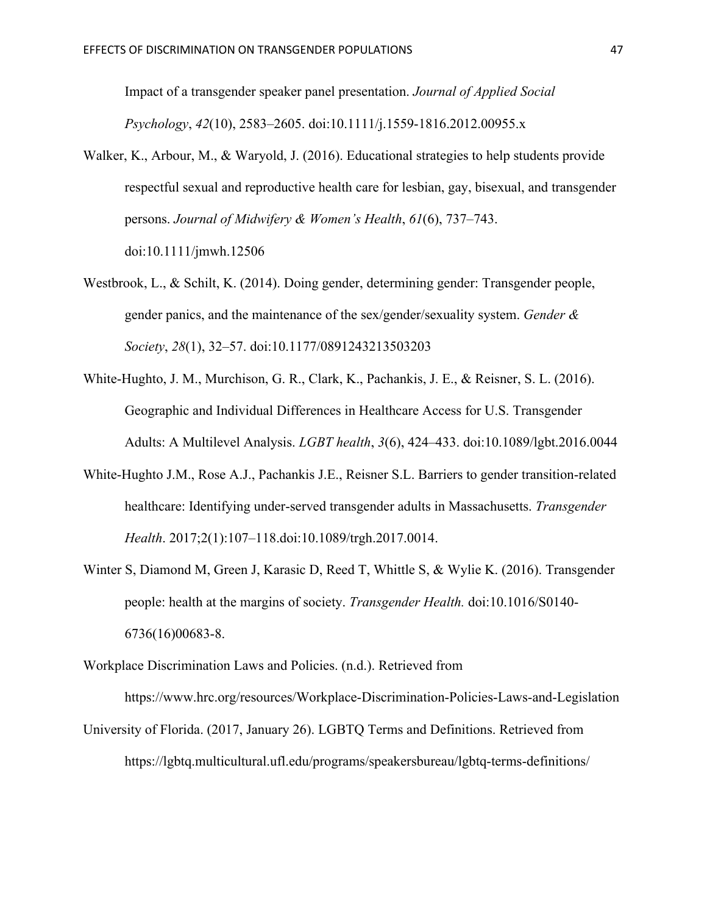Impact of a transgender speaker panel presentation. *Journal of Applied Social Psychology*, *42*(10), 2583–2605. doi:10.1111/j.1559-1816.2012.00955.x

Walker, K., Arbour, M., & Waryold, J. (2016). Educational strategies to help students provide respectful sexual and reproductive health care for lesbian, gay, bisexual, and transgender persons. *Journal of Midwifery & Women's Health*, *61*(6), 737–743. doi:10.1111/jmwh.12506

Westbrook, L., & Schilt, K. (2014). Doing gender, determining gender: Transgender people, gender panics, and the maintenance of the sex/gender/sexuality system. *Gender & Society*, *28*(1), 32–57. doi:10.1177/0891243213503203

White-Hughto, J. M., Murchison, G. R., Clark, K., Pachankis, J. E., & Reisner, S. L. (2016). Geographic and Individual Differences in Healthcare Access for U.S. Transgender Adults: A Multilevel Analysis. *LGBT health*, *3*(6), 424–433. doi:10.1089/lgbt.2016.0044

White-Hughto J.M., Rose A.J., Pachankis J.E., Reisner S.L. Barriers to gender transition-related healthcare: Identifying under-served transgender adults in Massachusetts. *Transgender Health*. 2017;2(1):107–118.doi:10.1089/trgh.2017.0014.

Winter S, Diamond M, Green J, Karasic D, Reed T, Whittle S, & Wylie K. (2016). Transgender people: health at the margins of society. *Transgender Health.* doi:10.1016/S0140-6736(16)00683-8.

Workplace Discrimination Laws and Policies. (n.d.). Retrieved from https://www.hrc.org/resources/Workplace-Discrimination-Policies-Laws-and-Legislation

University of Florida. (2017, January 26). LGBTQ Terms and Definitions. Retrieved from https://lgbtq.multicultural.ufl.edu/programs/speakersbureau/lgbtq-terms-definitions/